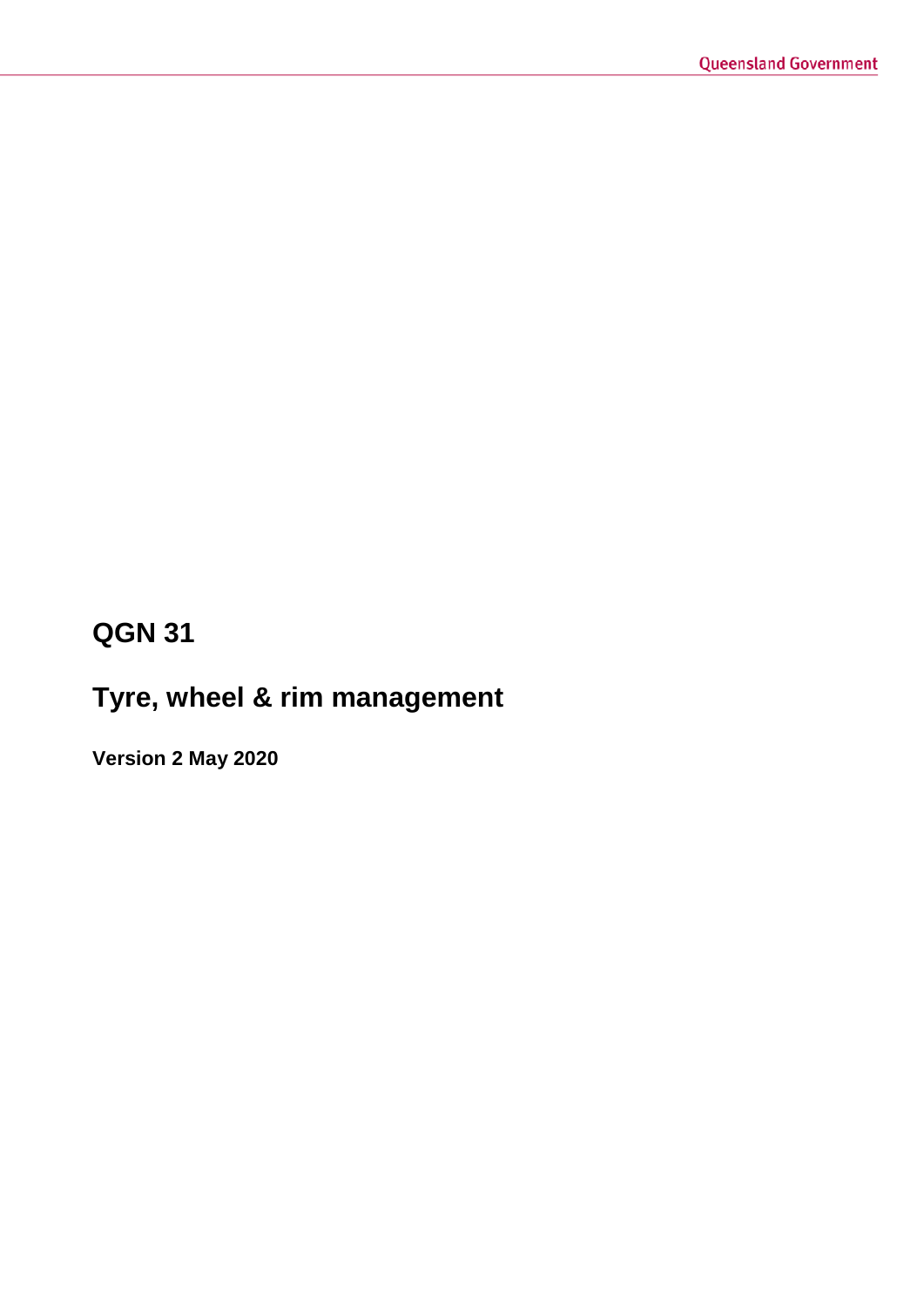# QGN 31

## Tyre, wheel & rim management

**Version 2 May 2020**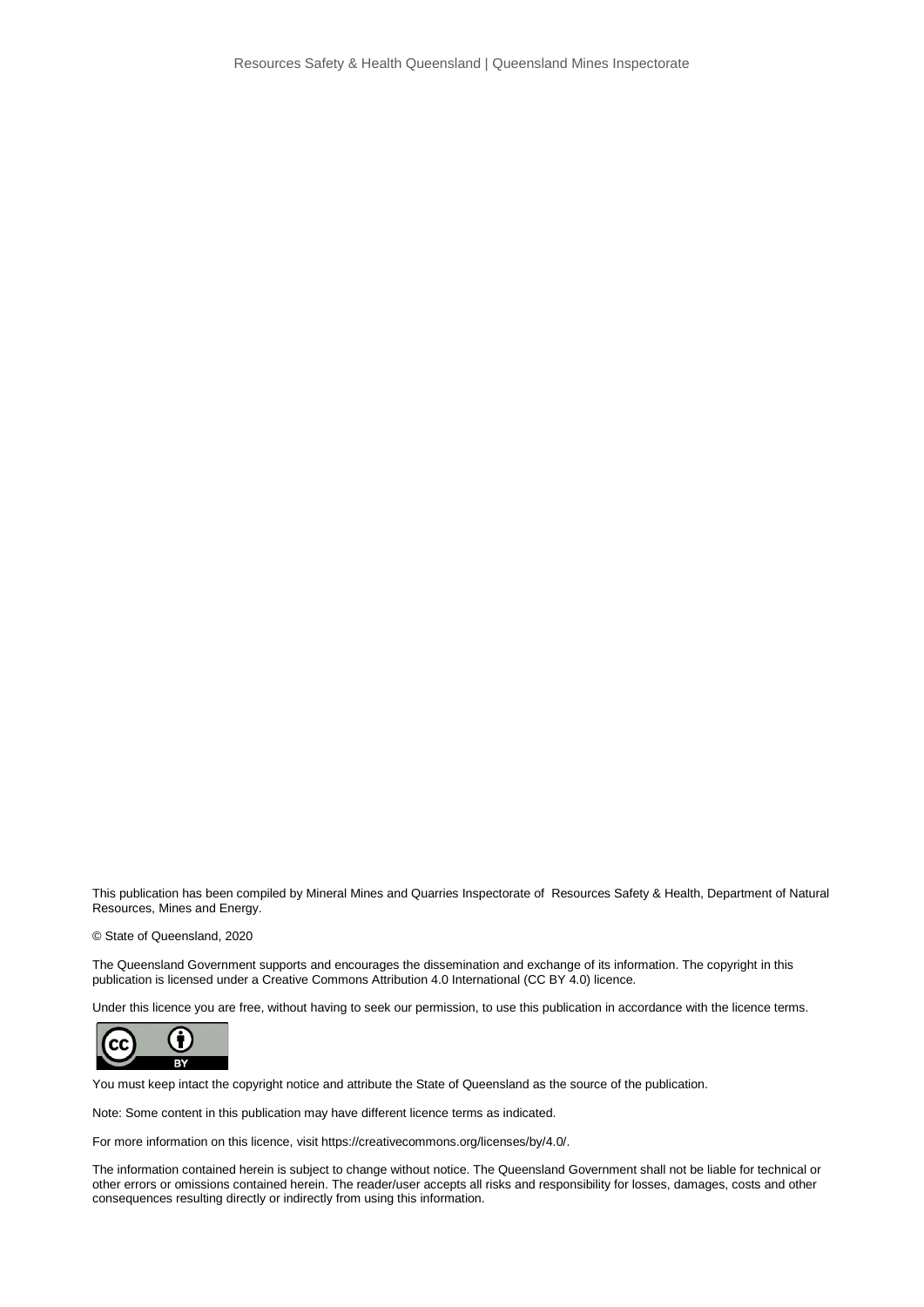This publication has been compiled by Mineral Mines and Quarries Inspectorate of Resources Safety & Health, Department of Natural Resources, Mines and Energy.

© State of Queensland, 2020

The Queensland Government supports and encourages the dissemination and exchange of its information. The copyright in this publication is licensed under a Creative Commons Attribution 4.0 International (CC BY 4.0) licence.

Under this licence you are free, without having to seek our permission, to use this publication in accordance with the licence terms.

You must keep intact the copyright notice and attribute the State of Queensland as the source of the publication.

Note: Some content in this publication may have different licence terms as indicated.

For more information on this licence, visit https://creativecommons.org/licenses/by/4.0/.

The information contained herein is subject to change without notice. The Queensland Government shall not be liable for technical or other errors or omissions contained herein. The reader/user accepts all risks and responsibility for losses, damages, costs and other consequences resulting directly or indirectly from using this information.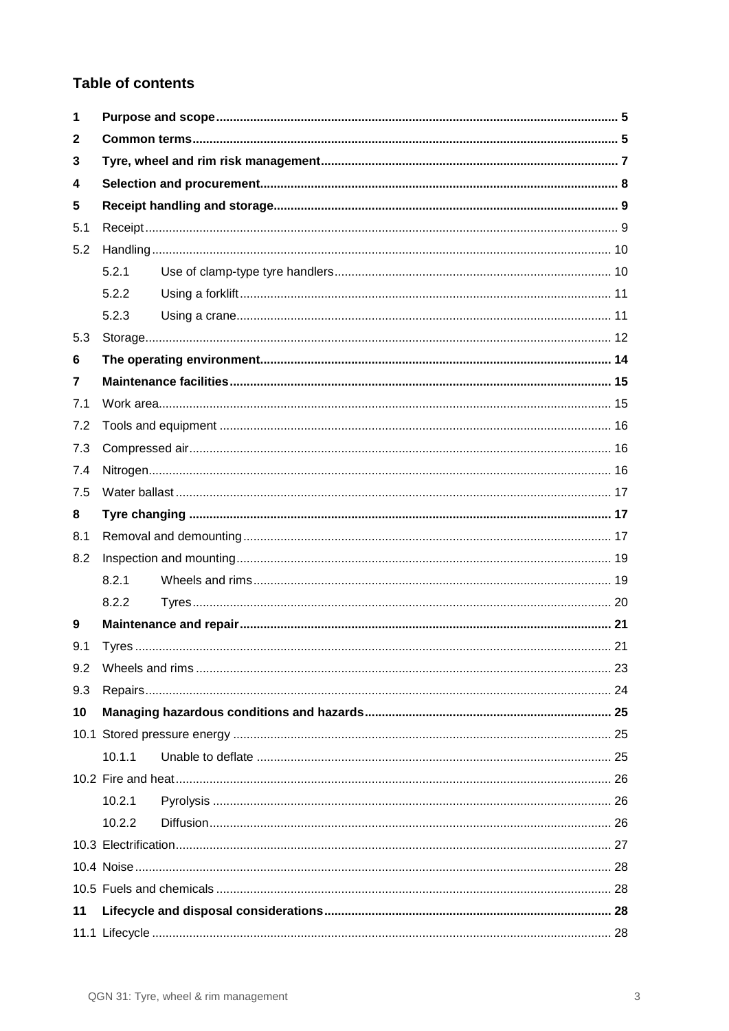## Table of contents

- **1 Purpose and scope** ..... 5
- **2 Common terms** ..... 5
- **3 Tyre, wheel and rim risk management** ..... 7
- **4 Selection and procurement** ..... 8
- **5 Receipt handling and storage** ..... 9
  - 5.1 Receipt ..... 9
  - 5.2 Handling ..... 10
    - 5.2.1 Use of clamp-type tyre handlers ..... 10
    - 5.2.2 Using a forklift ..... 11
    - 5.2.3 Using a crane ..... 11
  - 5.3 Storage ..... 12
- **6 The operating environment** ..... 14
- **7 Maintenance facilities** ..... 15
  - 7.1 Work area ..... 15
  - 7.2 Tools and equipment ..... 16
  - 7.3 Compressed air ..... 16
  - 7.4 Nitrogen ..... 16
  - 7.5 Water ballast ..... 17
- **8 Tyre changing** ..... 17
  - 8.1 Removal and demounting ..... 17
  - 8.2 Inspection and mounting ..... 19
    - 8.2.1 Wheels and rims ..... 19
    - 8.2.2 Tyres ..... 20
- **9 Maintenance and repair** ..... 21
  - 9.1 Tyres ..... 21
  - 9.2 Wheels and rims ..... 23
  - 9.3 Repairs ..... 24
- **10 Managing hazardous conditions and hazards** ..... 25
  - 10.1 Stored pressure energy ..... 25
    - 10.1.1 Unable to deflate ..... 25
  - 10.2 Fire and heat ..... 26
    - 10.2.1 Pyrolysis ..... 26
    - 10.2.2 Diffusion ..... 26
  - 10.3 Electrification ..... 27
  - 10.4 Noise ..... 28
  - 10.5 Fuels and chemicals ..... 28
- **11 Lifecycle and disposal considerations** ..... 28
  - 11.1 Lifecycle ..... 28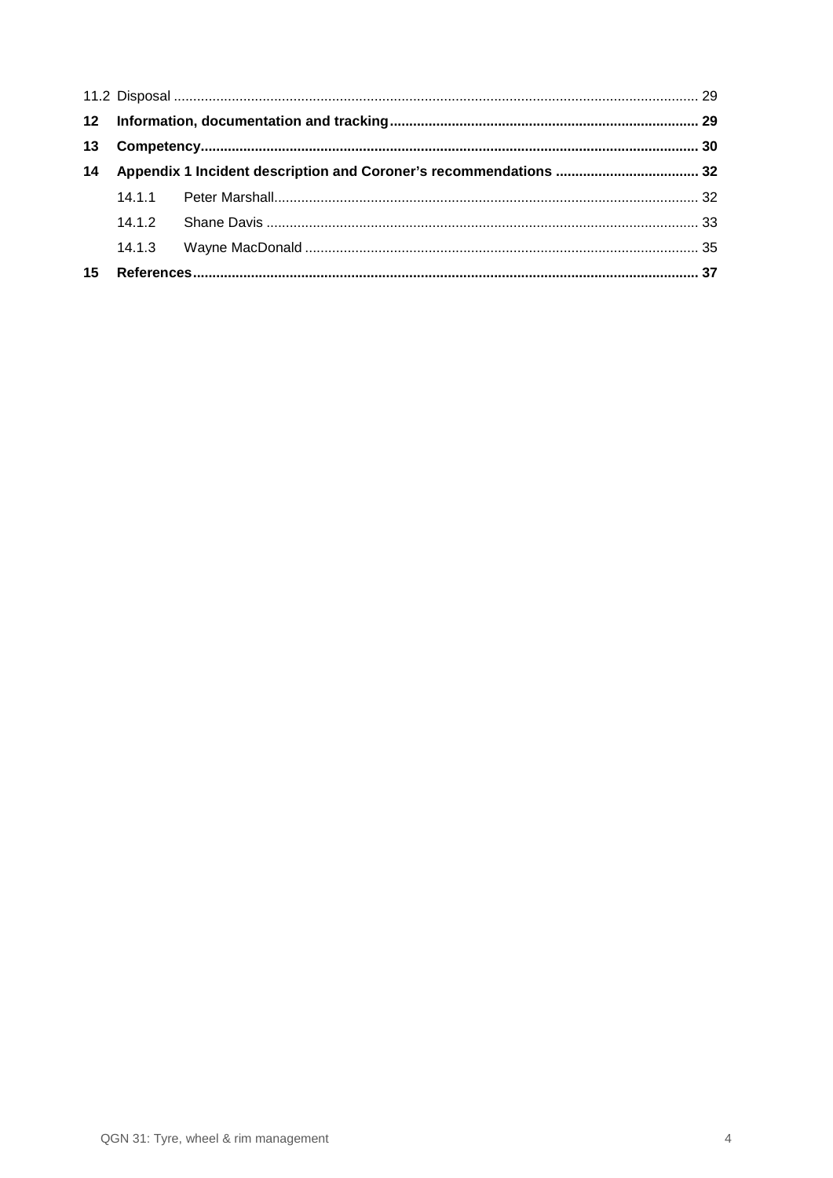11.2 Disposal ..... 29

**12 Information, documentation and tracking ..... 29**

**13 Competency ..... 30**

**14 Appendix 1 Incident description and Coroner's recommendations ..... 32**

14.1.1 Peter Marshall ..... 32

14.1.2 Shane Davis ..... 33

14.1.3 Wayne MacDonald ..... 35

**15 References ..... 37**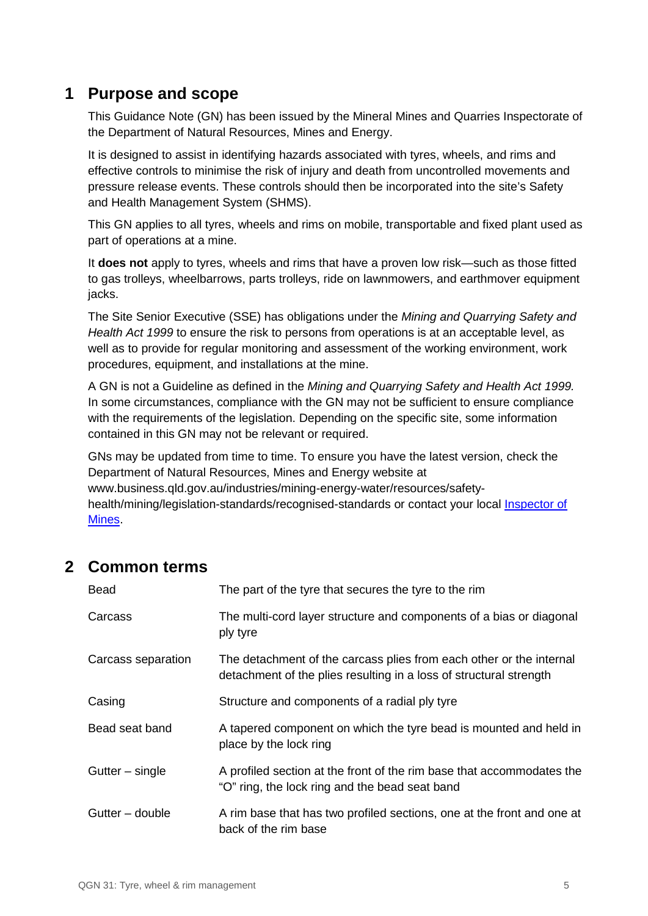# 1 Purpose and scope

This Guidance Note (GN) has been issued by the Mineral Mines and Quarries Inspectorate of the Department of Natural Resources, Mines and Energy.

It is designed to assist in identifying hazards associated with tyres, wheels, and rims and effective controls to minimise the risk of injury and death from uncontrolled movements and pressure release events. These controls should then be incorporated into the site's Safety and Health Management System (SHMS).

This GN applies to all tyres, wheels and rims on mobile, transportable and fixed plant used as part of operations at a mine.

It **does not** apply to tyres, wheels and rims that have a proven low risk—such as those fitted to gas trolleys, wheelbarrows, parts trolleys, ride on lawnmowers, and earthmover equipment jacks.

The Site Senior Executive (SSE) has obligations under the *Mining and Quarrying Safety and Health Act 1999* to ensure the risk to persons from operations is at an acceptable level, as well as to provide for regular monitoring and assessment of the working environment, work procedures, equipment, and installations at the mine.

A GN is not a Guideline as defined in the *Mining and Quarrying Safety and Health Act 1999.* In some circumstances, compliance with the GN may not be sufficient to ensure compliance with the requirements of the legislation. Depending on the specific site, some information contained in this GN may not be relevant or required.

GNs may be updated from time to time. To ensure you have the latest version, check the Department of Natural Resources, Mines and Energy website at www.business.qld.gov.au/industries/mining-energy-water/resources/safety-health/mining/legislation-standards/recognised-standards or contact your local Inspector of Mines.

# 2 Common terms

| Term | Definition |
|---|---|
| Bead | The part of the tyre that secures the tyre to the rim |
| Carcass | The multi-cord layer structure and components of a bias or diagonal ply tyre |
| Carcass separation | The detachment of the carcass plies from each other or the internal detachment of the plies resulting in a loss of structural strength |
| Casing | Structure and components of a radial ply tyre |
| Bead seat band | A tapered component on which the tyre bead is mounted and held in place by the lock ring |
| Gutter – single | A profiled section at the front of the rim base that accommodates the "O" ring, the lock ring and the bead seat band |
| Gutter – double | A rim base that has two profiled sections, one at the front and one at back of the rim base |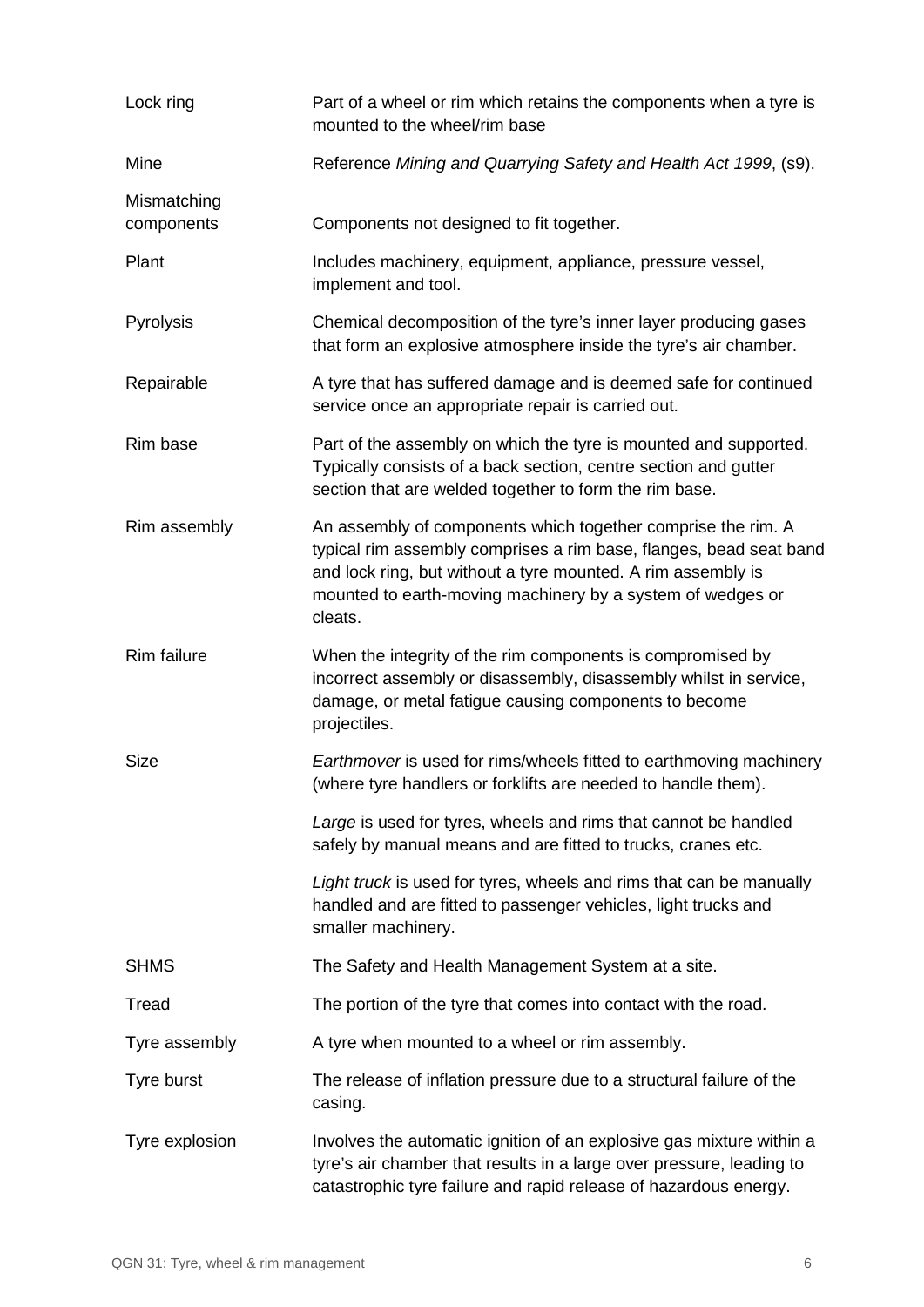| | |
|---|---|
| Lock ring | Part of a wheel or rim which retains the components when a tyre is mounted to the wheel/rim base |
| Mine | Reference *Mining and Quarrying Safety and Health Act 1999*, (s9). |
| Mismatching components | Components not designed to fit together. |
| Plant | Includes machinery, equipment, appliance, pressure vessel, implement and tool. |
| Pyrolysis | Chemical decomposition of the tyre's inner layer producing gases that form an explosive atmosphere inside the tyre's air chamber. |
| Repairable | A tyre that has suffered damage and is deemed safe for continued service once an appropriate repair is carried out. |
| Rim base | Part of the assembly on which the tyre is mounted and supported. Typically consists of a back section, centre section and gutter section that are welded together to form the rim base. |
| Rim assembly | An assembly of components which together comprise the rim. A typical rim assembly comprises a rim base, flanges, bead seat band and lock ring, but without a tyre mounted. A rim assembly is mounted to earth-moving machinery by a system of wedges or cleats. |
| Rim failure | When the integrity of the rim components is compromised by incorrect assembly or disassembly, disassembly whilst in service, damage, or metal fatigue causing components to become projectiles. |
| Size | *Earthmover* is used for rims/wheels fitted to earthmoving machinery (where tyre handlers or forklifts are needed to handle them). |
| | *Large* is used for tyres, wheels and rims that cannot be handled safely by manual means and are fitted to trucks, cranes etc. |
| | *Light truck* is used for tyres, wheels and rims that can be manually handled and are fitted to passenger vehicles, light trucks and smaller machinery. |
| SHMS | The Safety and Health Management System at a site. |
| Tread | The portion of the tyre that comes into contact with the road. |
| Tyre assembly | A tyre when mounted to a wheel or rim assembly. |
| Tyre burst | The release of inflation pressure due to a structural failure of the casing. |
| Tyre explosion | Involves the automatic ignition of an explosive gas mixture within a tyre's air chamber that results in a large over pressure, leading to catastrophic tyre failure and rapid release of hazardous energy. |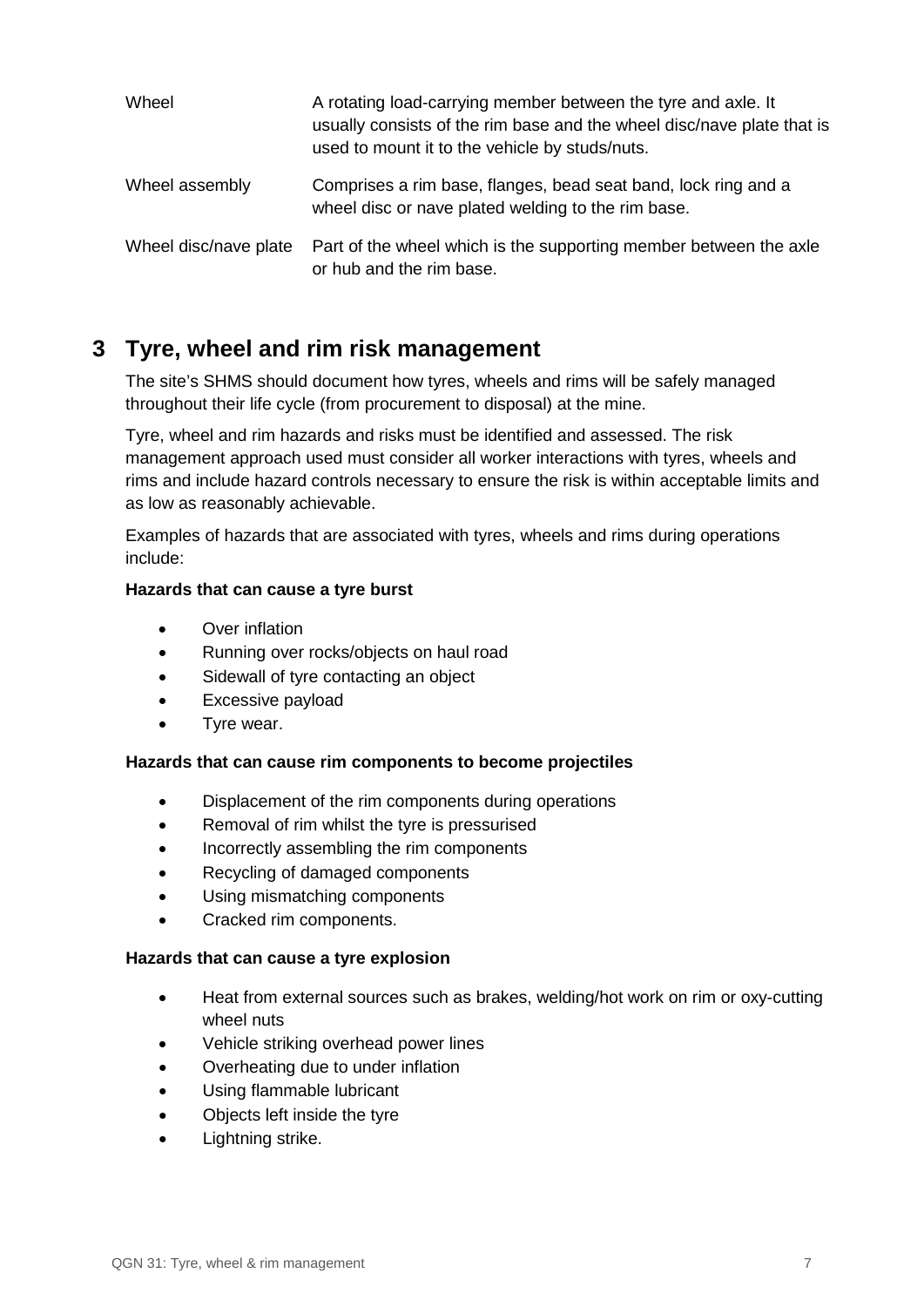| | |
|---|---|
| Wheel | A rotating load-carrying member between the tyre and axle. It usually consists of the rim base and the wheel disc/nave plate that is used to mount it to the vehicle by studs/nuts. |
| Wheel assembly | Comprises a rim base, flanges, bead seat band, lock ring and a wheel disc or nave plated welding to the rim base. |
| Wheel disc/nave plate | Part of the wheel which is the supporting member between the axle or hub and the rim base. |

## 3 Tyre, wheel and rim risk management

The site's SHMS should document how tyres, wheels and rims will be safely managed throughout their life cycle (from procurement to disposal) at the mine.

Tyre, wheel and rim hazards and risks must be identified and assessed. The risk management approach used must consider all worker interactions with tyres, wheels and rims and include hazard controls necessary to ensure the risk is within acceptable limits and as low as reasonably achievable.

Examples of hazards that are associated with tyres, wheels and rims during operations include:

**Hazards that can cause a tyre burst**

- Over inflation
- Running over rocks/objects on haul road
- Sidewall of tyre contacting an object
- Excessive payload
- Tyre wear.

**Hazards that can cause rim components to become projectiles**

- Displacement of the rim components during operations
- Removal of rim whilst the tyre is pressurised
- Incorrectly assembling the rim components
- Recycling of damaged components
- Using mismatching components
- Cracked rim components.

**Hazards that can cause a tyre explosion**

- Heat from external sources such as brakes, welding/hot work on rim or oxy-cutting wheel nuts
- Vehicle striking overhead power lines
- Overheating due to under inflation
- Using flammable lubricant
- Objects left inside the tyre
- Lightning strike.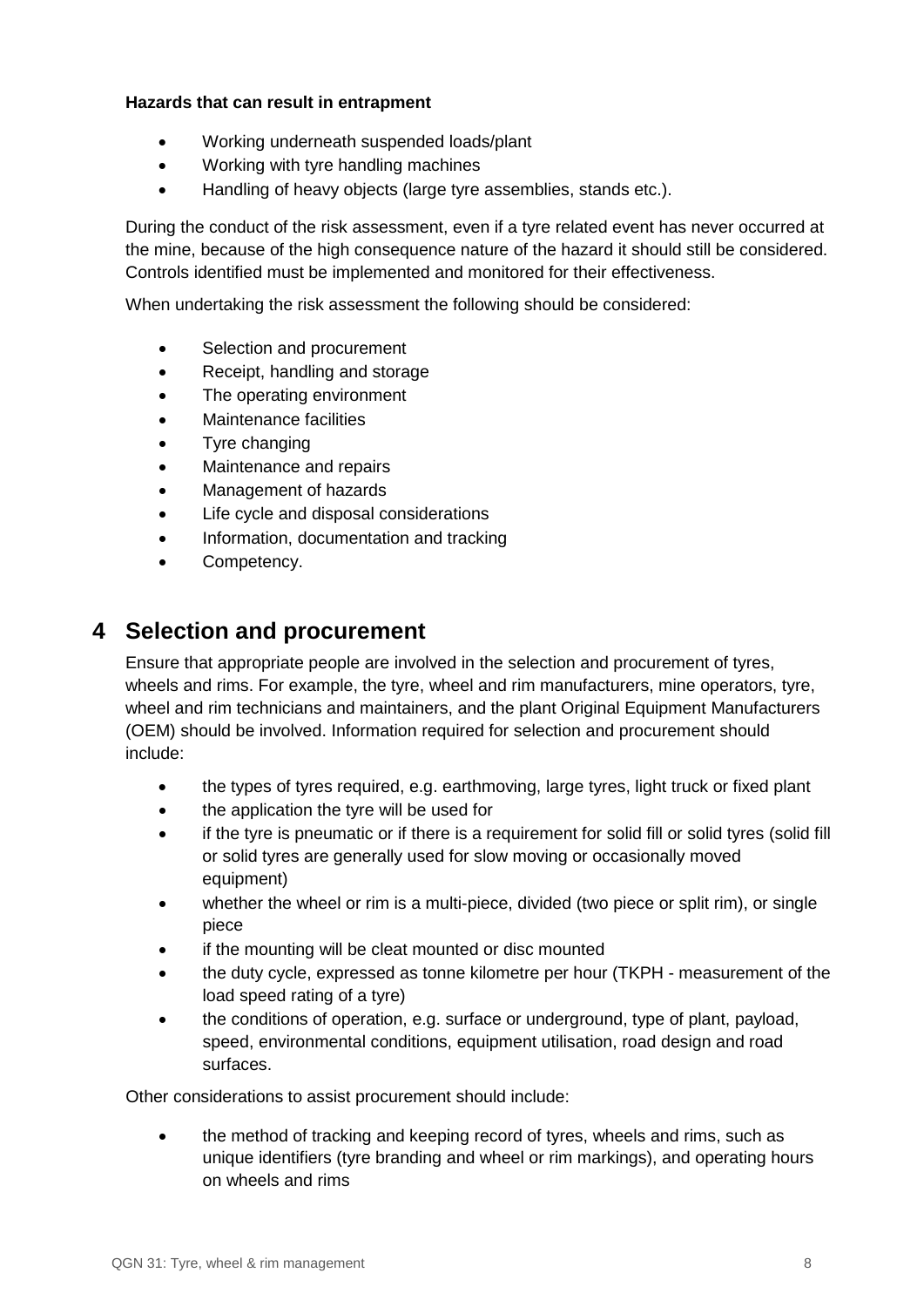**Hazards that can result in entrapment**

- Working underneath suspended loads/plant
- Working with tyre handling machines
- Handling of heavy objects (large tyre assemblies, stands etc.).

During the conduct of the risk assessment, even if a tyre related event has never occurred at the mine, because of the high consequence nature of the hazard it should still be considered. Controls identified must be implemented and monitored for their effectiveness.

When undertaking the risk assessment the following should be considered:

- Selection and procurement
- Receipt, handling and storage
- The operating environment
- Maintenance facilities
- Tyre changing
- Maintenance and repairs
- Management of hazards
- Life cycle and disposal considerations
- Information, documentation and tracking
- Competency.

# 4 Selection and procurement

Ensure that appropriate people are involved in the selection and procurement of tyres, wheels and rims. For example, the tyre, wheel and rim manufacturers, mine operators, tyre, wheel and rim technicians and maintainers, and the plant Original Equipment Manufacturers (OEM) should be involved. Information required for selection and procurement should include:

- the types of tyres required, e.g. earthmoving, large tyres, light truck or fixed plant
- the application the tyre will be used for
- if the tyre is pneumatic or if there is a requirement for solid fill or solid tyres (solid fill or solid tyres are generally used for slow moving or occasionally moved equipment)
- whether the wheel or rim is a multi-piece, divided (two piece or split rim), or single piece
- if the mounting will be cleat mounted or disc mounted
- the duty cycle, expressed as tonne kilometre per hour (TKPH - measurement of the load speed rating of a tyre)
- the conditions of operation, e.g. surface or underground, type of plant, payload, speed, environmental conditions, equipment utilisation, road design and road surfaces.

Other considerations to assist procurement should include:

- the method of tracking and keeping record of tyres, wheels and rims, such as unique identifiers (tyre branding and wheel or rim markings), and operating hours on wheels and rims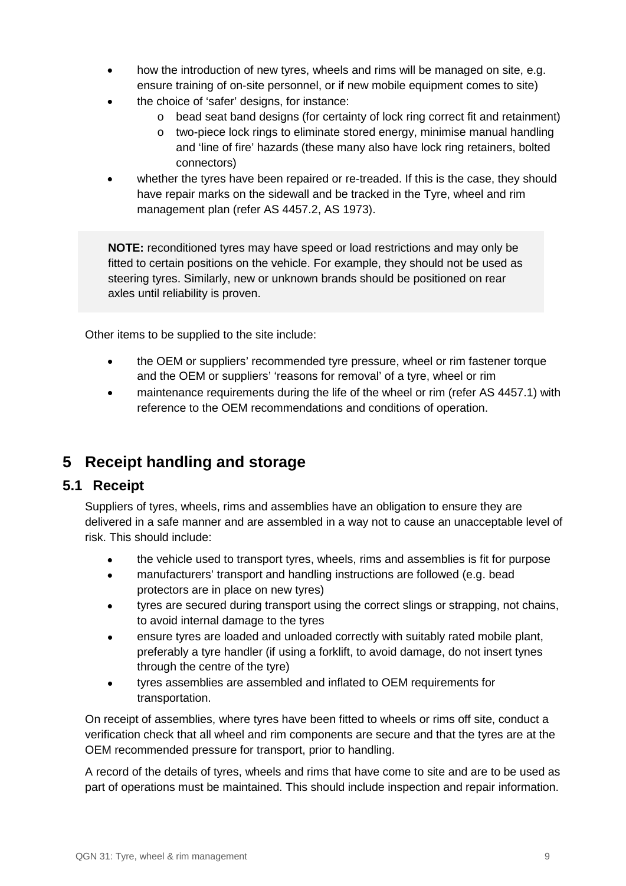- how the introduction of new tyres, wheels and rims will be managed on site, e.g. ensure training of on-site personnel, or if new mobile equipment comes to site)
- the choice of 'safer' designs, for instance:
    - bead seat band designs (for certainty of lock ring correct fit and retainment)
    - two-piece lock rings to eliminate stored energy, minimise manual handling and 'line of fire' hazards (these many also have lock ring retainers, bolted connectors)
- whether the tyres have been repaired or re-treaded. If this is the case, they should have repair marks on the sidewall and be tracked in the Tyre, wheel and rim management plan (refer AS 4457.2, AS 1973).

> **NOTE:** reconditioned tyres may have speed or load restrictions and may only be fitted to certain positions on the vehicle. For example, they should not be used as steering tyres. Similarly, new or unknown brands should be positioned on rear axles until reliability is proven.

Other items to be supplied to the site include:

- the OEM or suppliers' recommended tyre pressure, wheel or rim fastener torque and the OEM or suppliers' 'reasons for removal' of a tyre, wheel or rim
- maintenance requirements during the life of the wheel or rim (refer AS 4457.1) with reference to the OEM recommendations and conditions of operation.

# 5 Receipt handling and storage

## 5.1 Receipt

Suppliers of tyres, wheels, rims and assemblies have an obligation to ensure they are delivered in a safe manner and are assembled in a way not to cause an unacceptable level of risk. This should include:

- the vehicle used to transport tyres, wheels, rims and assemblies is fit for purpose
- manufacturers' transport and handling instructions are followed (e.g. bead protectors are in place on new tyres)
- tyres are secured during transport using the correct slings or strapping, not chains, to avoid internal damage to the tyres
- ensure tyres are loaded and unloaded correctly with suitably rated mobile plant, preferably a tyre handler (if using a forklift, to avoid damage, do not insert tynes through the centre of the tyre)
- tyres assemblies are assembled and inflated to OEM requirements for transportation.

On receipt of assemblies, where tyres have been fitted to wheels or rims off site, conduct a verification check that all wheel and rim components are secure and that the tyres are at the OEM recommended pressure for transport, prior to handling.

A record of the details of tyres, wheels and rims that have come to site and are to be used as part of operations must be maintained. This should include inspection and repair information.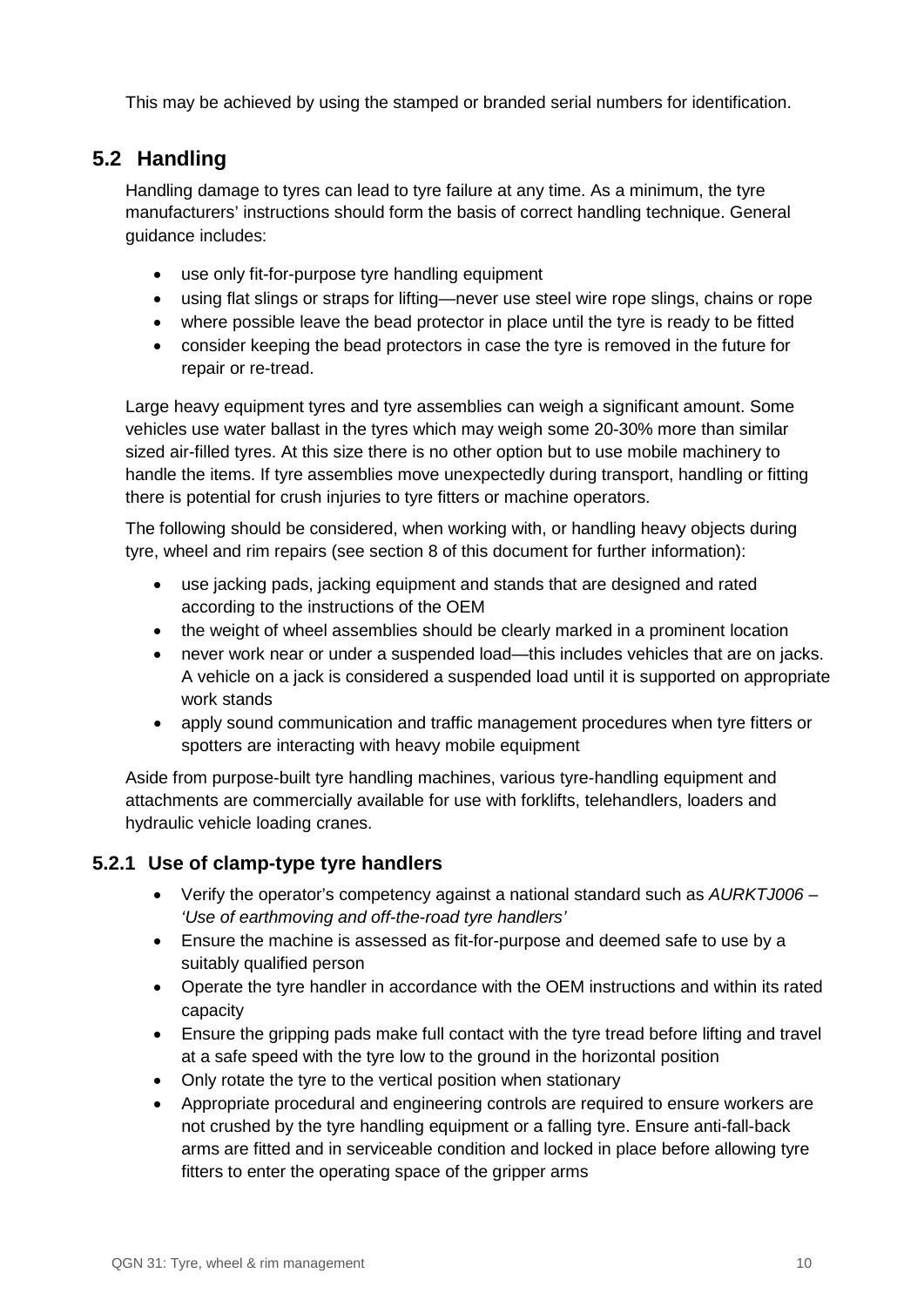This may be achieved by using the stamped or branded serial numbers for identification.

## 5.2 Handling

Handling damage to tyres can lead to tyre failure at any time. As a minimum, the tyre manufacturers' instructions should form the basis of correct handling technique. General guidance includes:

- use only fit-for-purpose tyre handling equipment
- using flat slings or straps for lifting—never use steel wire rope slings, chains or rope
- where possible leave the bead protector in place until the tyre is ready to be fitted
- consider keeping the bead protectors in case the tyre is removed in the future for repair or re-tread.

Large heavy equipment tyres and tyre assemblies can weigh a significant amount. Some vehicles use water ballast in the tyres which may weigh some 20-30% more than similar sized air-filled tyres. At this size there is no other option but to use mobile machinery to handle the items. If tyre assemblies move unexpectedly during transport, handling or fitting there is potential for crush injuries to tyre fitters or machine operators.

The following should be considered, when working with, or handling heavy objects during tyre, wheel and rim repairs (see section 8 of this document for further information):

- use jacking pads, jacking equipment and stands that are designed and rated according to the instructions of the OEM
- the weight of wheel assemblies should be clearly marked in a prominent location
- never work near or under a suspended load—this includes vehicles that are on jacks. A vehicle on a jack is considered a suspended load until it is supported on appropriate work stands
- apply sound communication and traffic management procedures when tyre fitters or spotters are interacting with heavy mobile equipment

Aside from purpose-built tyre handling machines, various tyre-handling equipment and attachments are commercially available for use with forklifts, telehandlers, loaders and hydraulic vehicle loading cranes.

### 5.2.1 Use of clamp-type tyre handlers

- Verify the operator's competency against a national standard such as *AURKTJ006 – 'Use of earthmoving and off-the-road tyre handlers'*
- Ensure the machine is assessed as fit-for-purpose and deemed safe to use by a suitably qualified person
- Operate the tyre handler in accordance with the OEM instructions and within its rated capacity
- Ensure the gripping pads make full contact with the tyre tread before lifting and travel at a safe speed with the tyre low to the ground in the horizontal position
- Only rotate the tyre to the vertical position when stationary
- Appropriate procedural and engineering controls are required to ensure workers are not crushed by the tyre handling equipment or a falling tyre. Ensure anti-fall-back arms are fitted and in serviceable condition and locked in place before allowing tyre fitters to enter the operating space of the gripper arms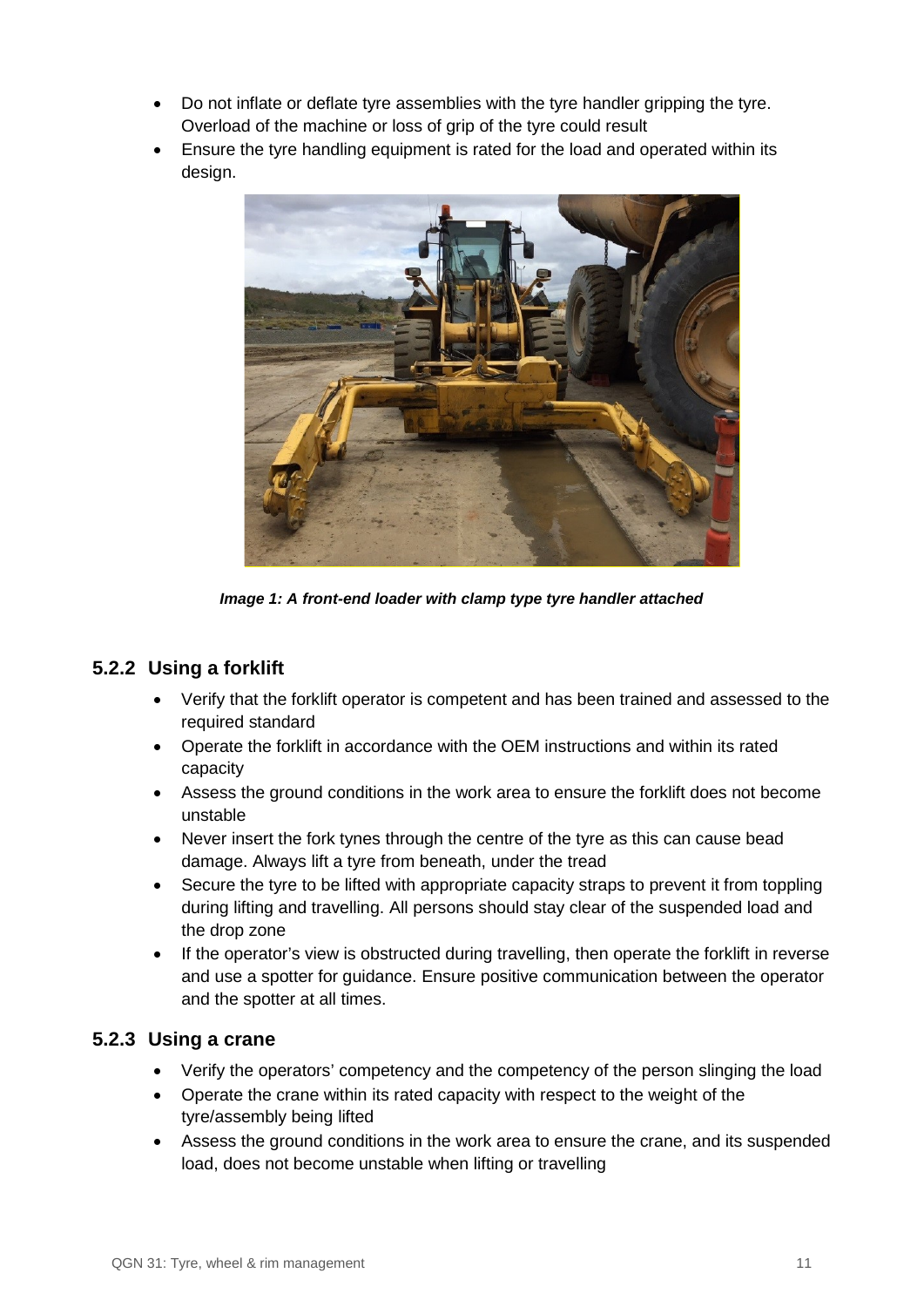- Do not inflate or deflate tyre assemblies with the tyre handler gripping the tyre. Overload of the machine or loss of grip of the tyre could result
- Ensure the tyre handling equipment is rated for the load and operated within its design.

***Image 1: A front-end loader with clamp type tyre handler attached***

### 5.2.2 Using a forklift

- Verify that the forklift operator is competent and has been trained and assessed to the required standard
- Operate the forklift in accordance with the OEM instructions and within its rated capacity
- Assess the ground conditions in the work area to ensure the forklift does not become unstable
- Never insert the fork tynes through the centre of the tyre as this can cause bead damage. Always lift a tyre from beneath, under the tread
- Secure the tyre to be lifted with appropriate capacity straps to prevent it from toppling during lifting and travelling. All persons should stay clear of the suspended load and the drop zone
- If the operator's view is obstructed during travelling, then operate the forklift in reverse and use a spotter for guidance. Ensure positive communication between the operator and the spotter at all times.

### 5.2.3 Using a crane

- Verify the operators' competency and the competency of the person slinging the load
- Operate the crane within its rated capacity with respect to the weight of the tyre/assembly being lifted
- Assess the ground conditions in the work area to ensure the crane, and its suspended load, does not become unstable when lifting or travelling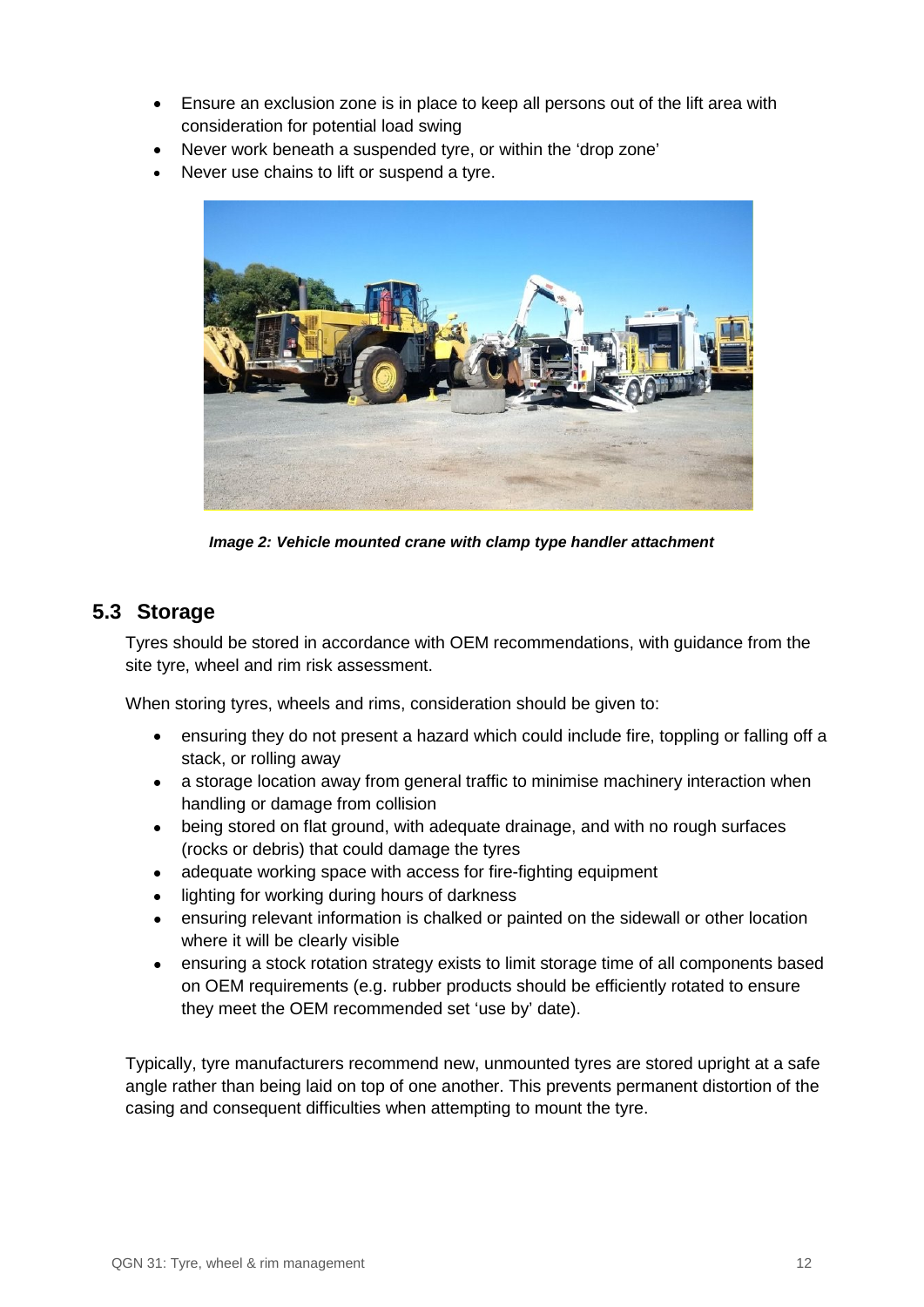- Ensure an exclusion zone is in place to keep all persons out of the lift area with consideration for potential load swing
- Never work beneath a suspended tyre, or within the 'drop zone'
- Never use chains to lift or suspend a tyre.

*Image 2: Vehicle mounted crane with clamp type handler attachment*

## 5.3 Storage

Tyres should be stored in accordance with OEM recommendations, with guidance from the site tyre, wheel and rim risk assessment.

When storing tyres, wheels and rims, consideration should be given to:

- ensuring they do not present a hazard which could include fire, toppling or falling off a stack, or rolling away
- a storage location away from general traffic to minimise machinery interaction when handling or damage from collision
- being stored on flat ground, with adequate drainage, and with no rough surfaces (rocks or debris) that could damage the tyres
- adequate working space with access for fire-fighting equipment
- lighting for working during hours of darkness
- ensuring relevant information is chalked or painted on the sidewall or other location where it will be clearly visible
- ensuring a stock rotation strategy exists to limit storage time of all components based on OEM requirements (e.g. rubber products should be efficiently rotated to ensure they meet the OEM recommended set 'use by' date).

Typically, tyre manufacturers recommend new, unmounted tyres are stored upright at a safe angle rather than being laid on top of one another. This prevents permanent distortion of the casing and consequent difficulties when attempting to mount the tyre.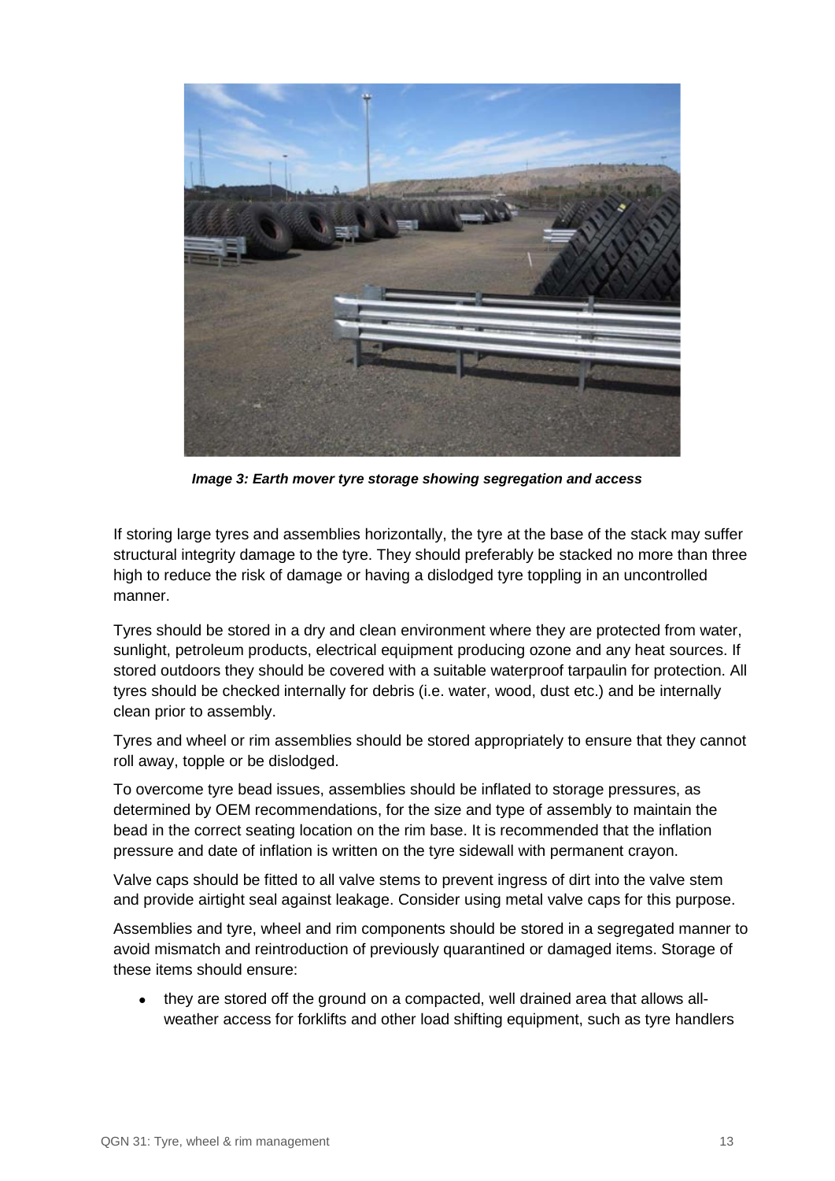*Image 3: Earth mover tyre storage showing segregation and access*

If storing large tyres and assemblies horizontally, the tyre at the base of the stack may suffer structural integrity damage to the tyre. They should preferably be stacked no more than three high to reduce the risk of damage or having a dislodged tyre toppling in an uncontrolled manner.

Tyres should be stored in a dry and clean environment where they are protected from water, sunlight, petroleum products, electrical equipment producing ozone and any heat sources. If stored outdoors they should be covered with a suitable waterproof tarpaulin for protection. All tyres should be checked internally for debris (i.e. water, wood, dust etc.) and be internally clean prior to assembly.

Tyres and wheel or rim assemblies should be stored appropriately to ensure that they cannot roll away, topple or be dislodged.

To overcome tyre bead issues, assemblies should be inflated to storage pressures, as determined by OEM recommendations, for the size and type of assembly to maintain the bead in the correct seating location on the rim base. It is recommended that the inflation pressure and date of inflation is written on the tyre sidewall with permanent crayon.

Valve caps should be fitted to all valve stems to prevent ingress of dirt into the valve stem and provide airtight seal against leakage. Consider using metal valve caps for this purpose.

Assemblies and tyre, wheel and rim components should be stored in a segregated manner to avoid mismatch and reintroduction of previously quarantined or damaged items. Storage of these items should ensure:

- they are stored off the ground on a compacted, well drained area that allows all-weather access for forklifts and other load shifting equipment, such as tyre handlers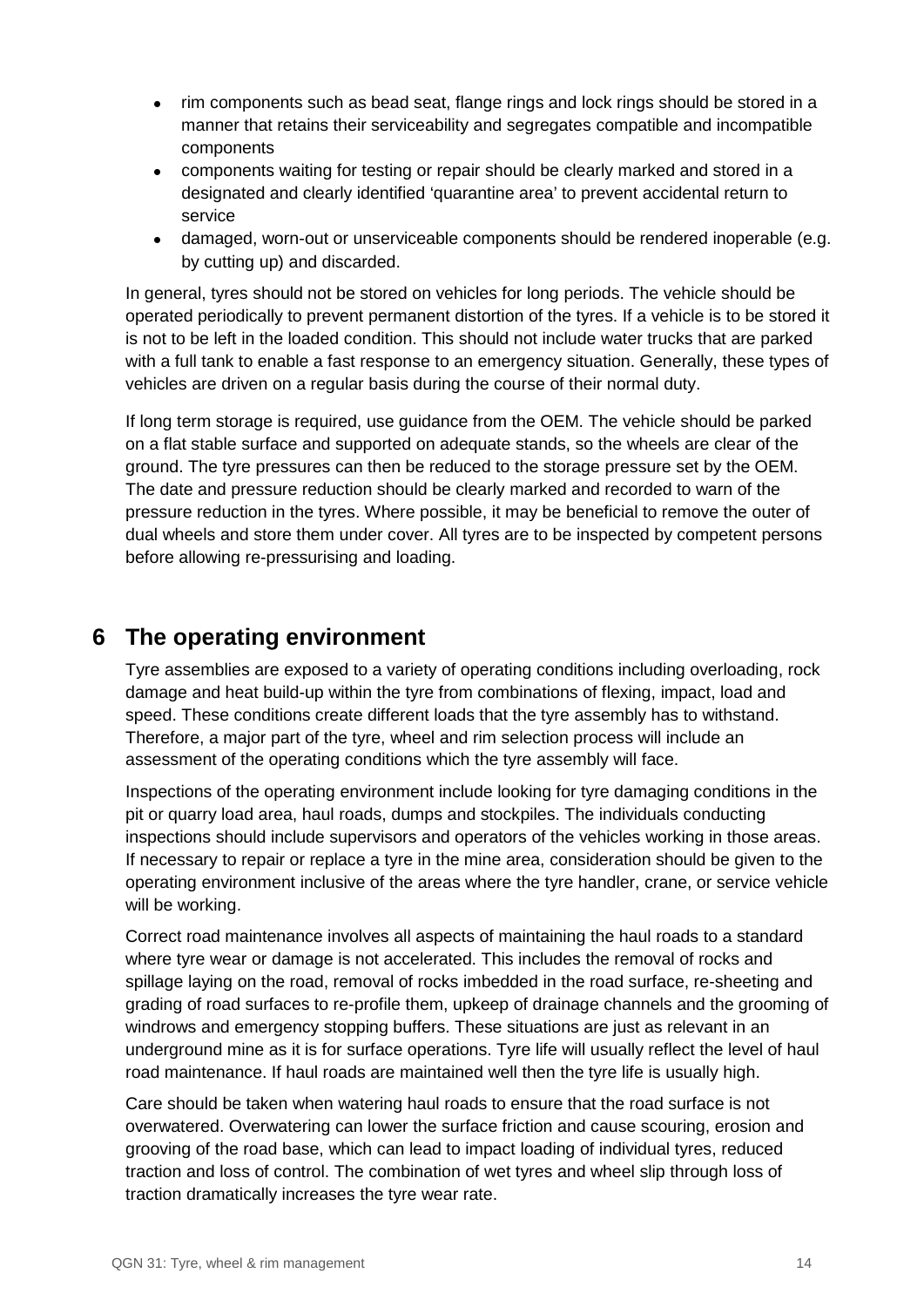- rim components such as bead seat, flange rings and lock rings should be stored in a manner that retains their serviceability and segregates compatible and incompatible components
- components waiting for testing or repair should be clearly marked and stored in a designated and clearly identified 'quarantine area' to prevent accidental return to service
- damaged, worn-out or unserviceable components should be rendered inoperable (e.g. by cutting up) and discarded.

In general, tyres should not be stored on vehicles for long periods. The vehicle should be operated periodically to prevent permanent distortion of the tyres. If a vehicle is to be stored it is not to be left in the loaded condition. This should not include water trucks that are parked with a full tank to enable a fast response to an emergency situation. Generally, these types of vehicles are driven on a regular basis during the course of their normal duty.

If long term storage is required, use guidance from the OEM. The vehicle should be parked on a flat stable surface and supported on adequate stands, so the wheels are clear of the ground. The tyre pressures can then be reduced to the storage pressure set by the OEM. The date and pressure reduction should be clearly marked and recorded to warn of the pressure reduction in the tyres. Where possible, it may be beneficial to remove the outer of dual wheels and store them under cover. All tyres are to be inspected by competent persons before allowing re-pressurising and loading.

## 6 The operating environment

Tyre assemblies are exposed to a variety of operating conditions including overloading, rock damage and heat build-up within the tyre from combinations of flexing, impact, load and speed. These conditions create different loads that the tyre assembly has to withstand. Therefore, a major part of the tyre, wheel and rim selection process will include an assessment of the operating conditions which the tyre assembly will face.

Inspections of the operating environment include looking for tyre damaging conditions in the pit or quarry load area, haul roads, dumps and stockpiles. The individuals conducting inspections should include supervisors and operators of the vehicles working in those areas. If necessary to repair or replace a tyre in the mine area, consideration should be given to the operating environment inclusive of the areas where the tyre handler, crane, or service vehicle will be working.

Correct road maintenance involves all aspects of maintaining the haul roads to a standard where tyre wear or damage is not accelerated. This includes the removal of rocks and spillage laying on the road, removal of rocks imbedded in the road surface, re-sheeting and grading of road surfaces to re-profile them, upkeep of drainage channels and the grooming of windrows and emergency stopping buffers. These situations are just as relevant in an underground mine as it is for surface operations. Tyre life will usually reflect the level of haul road maintenance. If haul roads are maintained well then the tyre life is usually high.

Care should be taken when watering haul roads to ensure that the road surface is not overwatered. Overwatering can lower the surface friction and cause scouring, erosion and grooving of the road base, which can lead to impact loading of individual tyres, reduced traction and loss of control. The combination of wet tyres and wheel slip through loss of traction dramatically increases the tyre wear rate.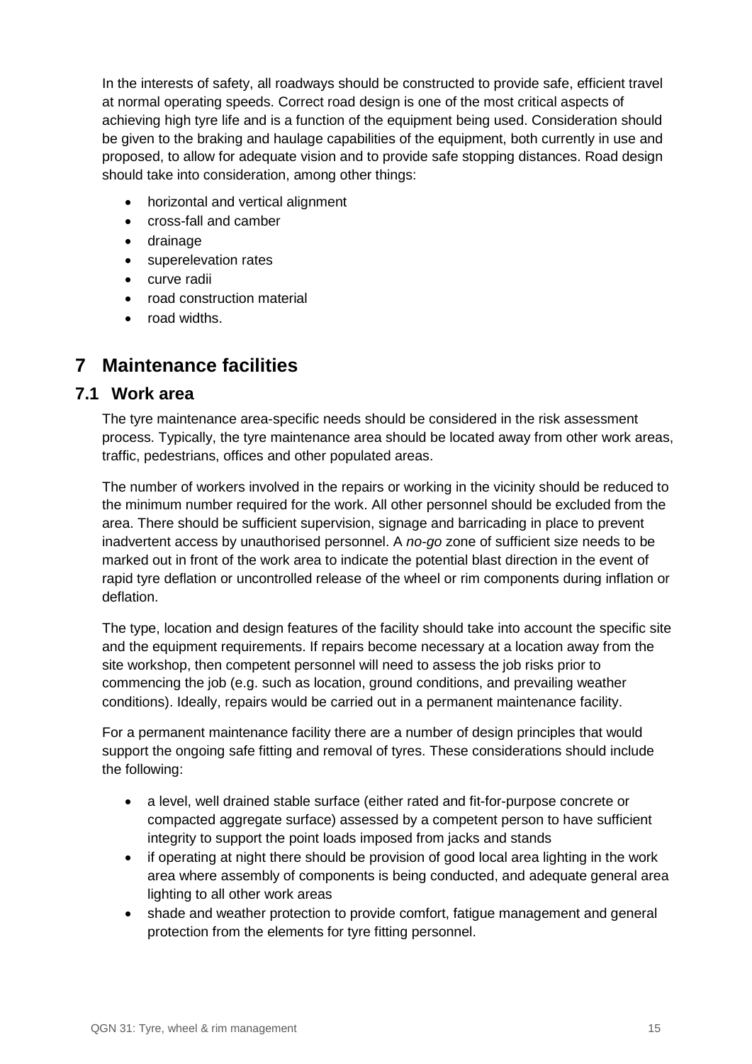In the interests of safety, all roadways should be constructed to provide safe, efficient travel at normal operating speeds. Correct road design is one of the most critical aspects of achieving high tyre life and is a function of the equipment being used. Consideration should be given to the braking and haulage capabilities of the equipment, both currently in use and proposed, to allow for adequate vision and to provide safe stopping distances. Road design should take into consideration, among other things:

- horizontal and vertical alignment
- cross-fall and camber
- drainage
- superelevation rates
- curve radii
- road construction material
- road widths.

# 7 Maintenance facilities

## 7.1 Work area

The tyre maintenance area-specific needs should be considered in the risk assessment process. Typically, the tyre maintenance area should be located away from other work areas, traffic, pedestrians, offices and other populated areas.

The number of workers involved in the repairs or working in the vicinity should be reduced to the minimum number required for the work. All other personnel should be excluded from the area. There should be sufficient supervision, signage and barricading in place to prevent inadvertent access by unauthorised personnel. A *no-go* zone of sufficient size needs to be marked out in front of the work area to indicate the potential blast direction in the event of rapid tyre deflation or uncontrolled release of the wheel or rim components during inflation or deflation.

The type, location and design features of the facility should take into account the specific site and the equipment requirements. If repairs become necessary at a location away from the site workshop, then competent personnel will need to assess the job risks prior to commencing the job (e.g. such as location, ground conditions, and prevailing weather conditions). Ideally, repairs would be carried out in a permanent maintenance facility.

For a permanent maintenance facility there are a number of design principles that would support the ongoing safe fitting and removal of tyres. These considerations should include the following:

- a level, well drained stable surface (either rated and fit-for-purpose concrete or compacted aggregate surface) assessed by a competent person to have sufficient integrity to support the point loads imposed from jacks and stands
- if operating at night there should be provision of good local area lighting in the work area where assembly of components is being conducted, and adequate general area lighting to all other work areas
- shade and weather protection to provide comfort, fatigue management and general protection from the elements for tyre fitting personnel.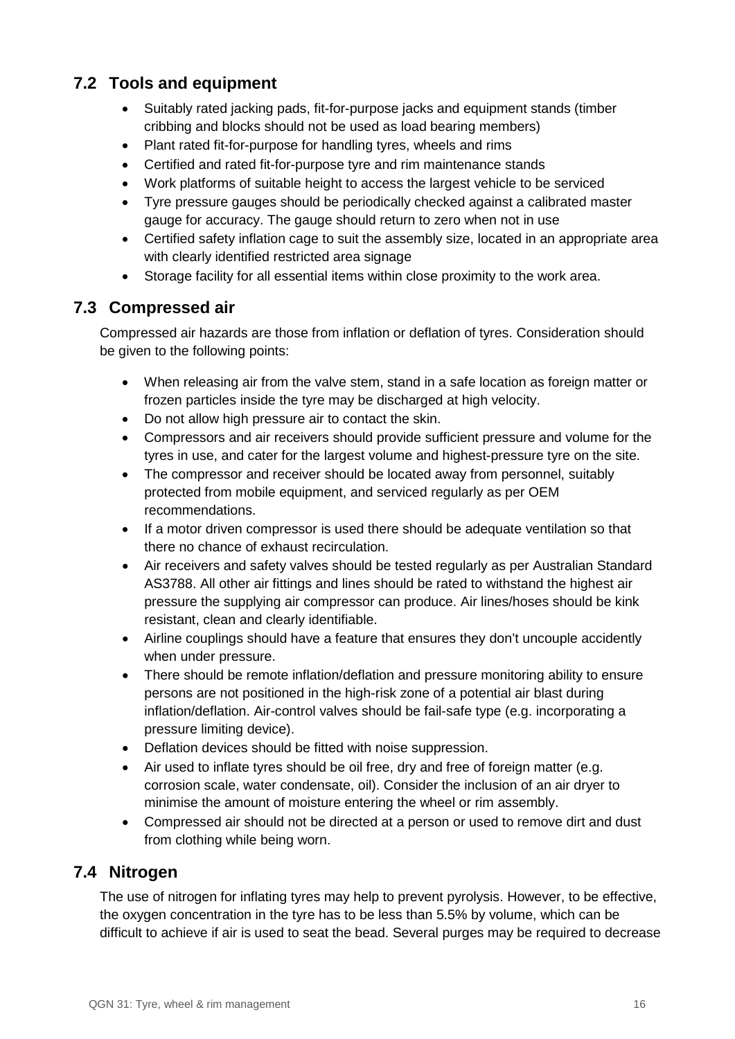## 7.2 Tools and equipment

- Suitably rated jacking pads, fit-for-purpose jacks and equipment stands (timber cribbing and blocks should not be used as load bearing members)
- Plant rated fit-for-purpose for handling tyres, wheels and rims
- Certified and rated fit-for-purpose tyre and rim maintenance stands
- Work platforms of suitable height to access the largest vehicle to be serviced
- Tyre pressure gauges should be periodically checked against a calibrated master gauge for accuracy. The gauge should return to zero when not in use
- Certified safety inflation cage to suit the assembly size, located in an appropriate area with clearly identified restricted area signage
- Storage facility for all essential items within close proximity to the work area.

## 7.3 Compressed air

Compressed air hazards are those from inflation or deflation of tyres. Consideration should be given to the following points:

- When releasing air from the valve stem, stand in a safe location as foreign matter or frozen particles inside the tyre may be discharged at high velocity.
- Do not allow high pressure air to contact the skin.
- Compressors and air receivers should provide sufficient pressure and volume for the tyres in use, and cater for the largest volume and highest-pressure tyre on the site.
- The compressor and receiver should be located away from personnel, suitably protected from mobile equipment, and serviced regularly as per OEM recommendations.
- If a motor driven compressor is used there should be adequate ventilation so that there no chance of exhaust recirculation.
- Air receivers and safety valves should be tested regularly as per Australian Standard AS3788. All other air fittings and lines should be rated to withstand the highest air pressure the supplying air compressor can produce. Air lines/hoses should be kink resistant, clean and clearly identifiable.
- Airline couplings should have a feature that ensures they don't uncouple accidently when under pressure.
- There should be remote inflation/deflation and pressure monitoring ability to ensure persons are not positioned in the high-risk zone of a potential air blast during inflation/deflation. Air-control valves should be fail-safe type (e.g. incorporating a pressure limiting device).
- Deflation devices should be fitted with noise suppression.
- Air used to inflate tyres should be oil free, dry and free of foreign matter (e.g. corrosion scale, water condensate, oil). Consider the inclusion of an air dryer to minimise the amount of moisture entering the wheel or rim assembly.
- Compressed air should not be directed at a person or used to remove dirt and dust from clothing while being worn.

## 7.4 Nitrogen

The use of nitrogen for inflating tyres may help to prevent pyrolysis. However, to be effective, the oxygen concentration in the tyre has to be less than 5.5% by volume, which can be difficult to achieve if air is used to seat the bead. Several purges may be required to decrease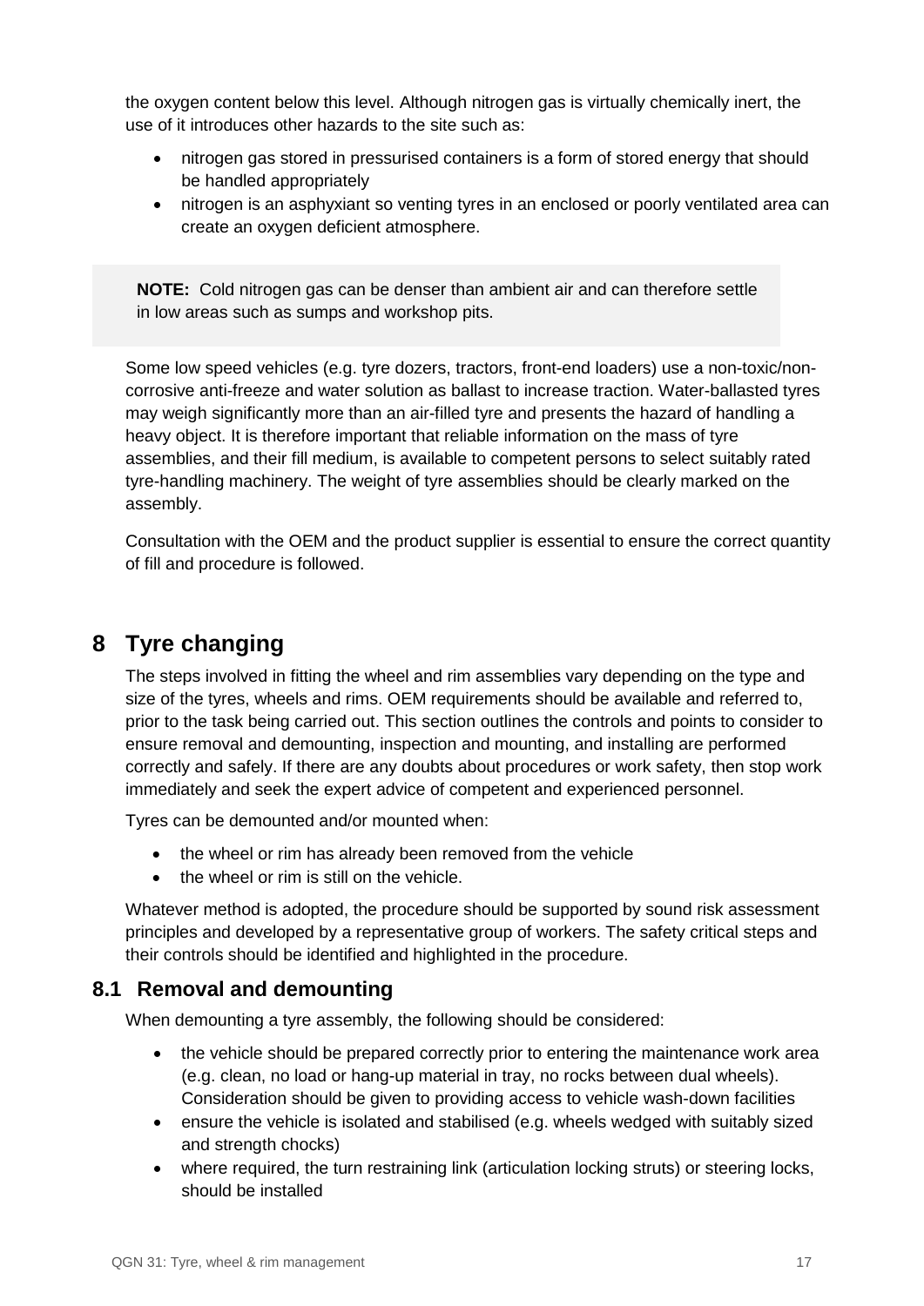the oxygen content below this level. Although nitrogen gas is virtually chemically inert, the use of it introduces other hazards to the site such as:

- nitrogen gas stored in pressurised containers is a form of stored energy that should be handled appropriately
- nitrogen is an asphyxiant so venting tyres in an enclosed or poorly ventilated area can create an oxygen deficient atmosphere.

> **NOTE:** Cold nitrogen gas can be denser than ambient air and can therefore settle in low areas such as sumps and workshop pits.

Some low speed vehicles (e.g. tyre dozers, tractors, front-end loaders) use a non-toxic/non-corrosive anti-freeze and water solution as ballast to increase traction. Water-ballasted tyres may weigh significantly more than an air-filled tyre and presents the hazard of handling a heavy object. It is therefore important that reliable information on the mass of tyre assemblies, and their fill medium, is available to competent persons to select suitably rated tyre-handling machinery. The weight of tyre assemblies should be clearly marked on the assembly.

Consultation with the OEM and the product supplier is essential to ensure the correct quantity of fill and procedure is followed.

# 8 Tyre changing

The steps involved in fitting the wheel and rim assemblies vary depending on the type and size of the tyres, wheels and rims. OEM requirements should be available and referred to, prior to the task being carried out. This section outlines the controls and points to consider to ensure removal and demounting, inspection and mounting, and installing are performed correctly and safely. If there are any doubts about procedures or work safety, then stop work immediately and seek the expert advice of competent and experienced personnel.

Tyres can be demounted and/or mounted when:

- the wheel or rim has already been removed from the vehicle
- the wheel or rim is still on the vehicle.

Whatever method is adopted, the procedure should be supported by sound risk assessment principles and developed by a representative group of workers. The safety critical steps and their controls should be identified and highlighted in the procedure.

## 8.1 Removal and demounting

When demounting a tyre assembly, the following should be considered:

- the vehicle should be prepared correctly prior to entering the maintenance work area (e.g. clean, no load or hang-up material in tray, no rocks between dual wheels). Consideration should be given to providing access to vehicle wash-down facilities
- ensure the vehicle is isolated and stabilised (e.g. wheels wedged with suitably sized and strength chocks)
- where required, the turn restraining link (articulation locking struts) or steering locks, should be installed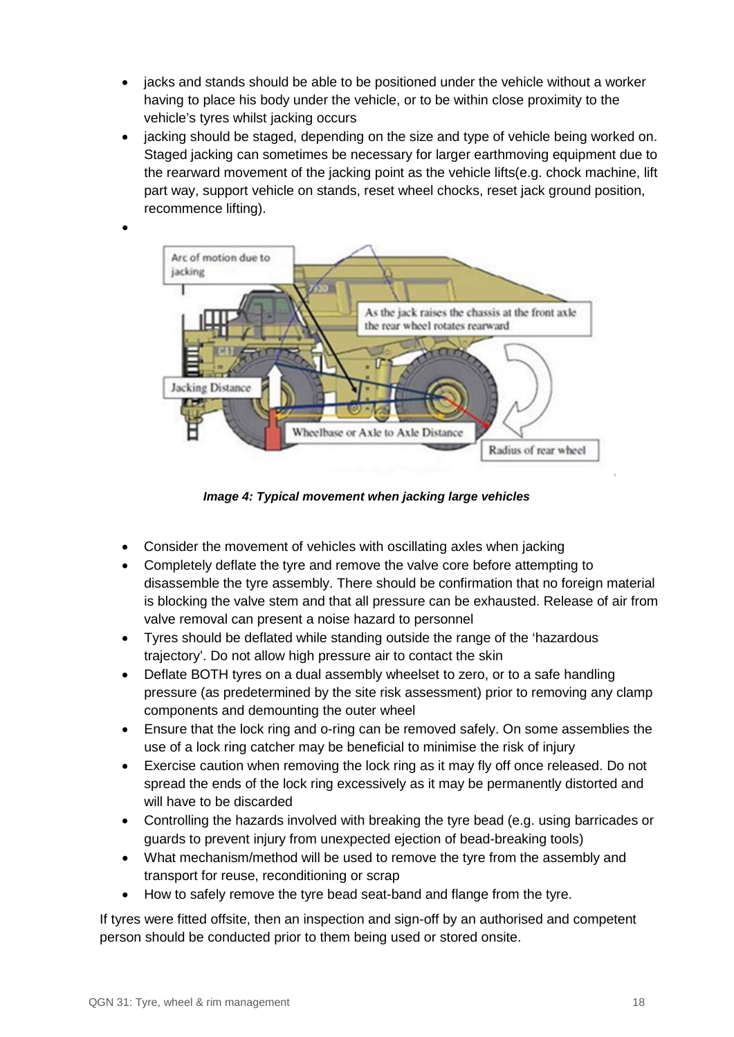- jacks and stands should be able to be positioned under the vehicle without a worker having to place his body under the vehicle, or to be within close proximity to the vehicle's tyres whilst jacking occurs
- jacking should be staged, depending on the size and type of vehicle being worked on. Staged jacking can sometimes be necessary for larger earthmoving equipment due to the rearward movement of the jacking point as the vehicle lifts(e.g. chock machine, lift part way, support vehicle on stands, reset wheel chocks, reset jack ground position, recommence lifting).
-

***Image 4: Typical movement when jacking large vehicles***

- Consider the movement of vehicles with oscillating axles when jacking
- Completely deflate the tyre and remove the valve core before attempting to disassemble the tyre assembly. There should be confirmation that no foreign material is blocking the valve stem and that all pressure can be exhausted. Release of air from valve removal can present a noise hazard to personnel
- Tyres should be deflated while standing outside the range of the 'hazardous trajectory'. Do not allow high pressure air to contact the skin
- Deflate BOTH tyres on a dual assembly wheelset to zero, or to a safe handling pressure (as predetermined by the site risk assessment) prior to removing any clamp components and demounting the outer wheel
- Ensure that the lock ring and o-ring can be removed safely. On some assemblies the use of a lock ring catcher may be beneficial to minimise the risk of injury
- Exercise caution when removing the lock ring as it may fly off once released. Do not spread the ends of the lock ring excessively as it may be permanently distorted and will have to be discarded
- Controlling the hazards involved with breaking the tyre bead (e.g. using barricades or guards to prevent injury from unexpected ejection of bead-breaking tools)
- What mechanism/method will be used to remove the tyre from the assembly and transport for reuse, reconditioning or scrap
- How to safely remove the tyre bead seat-band and flange from the tyre.

If tyres were fitted offsite, then an inspection and sign-off by an authorised and competent person should be conducted prior to them being used or stored onsite.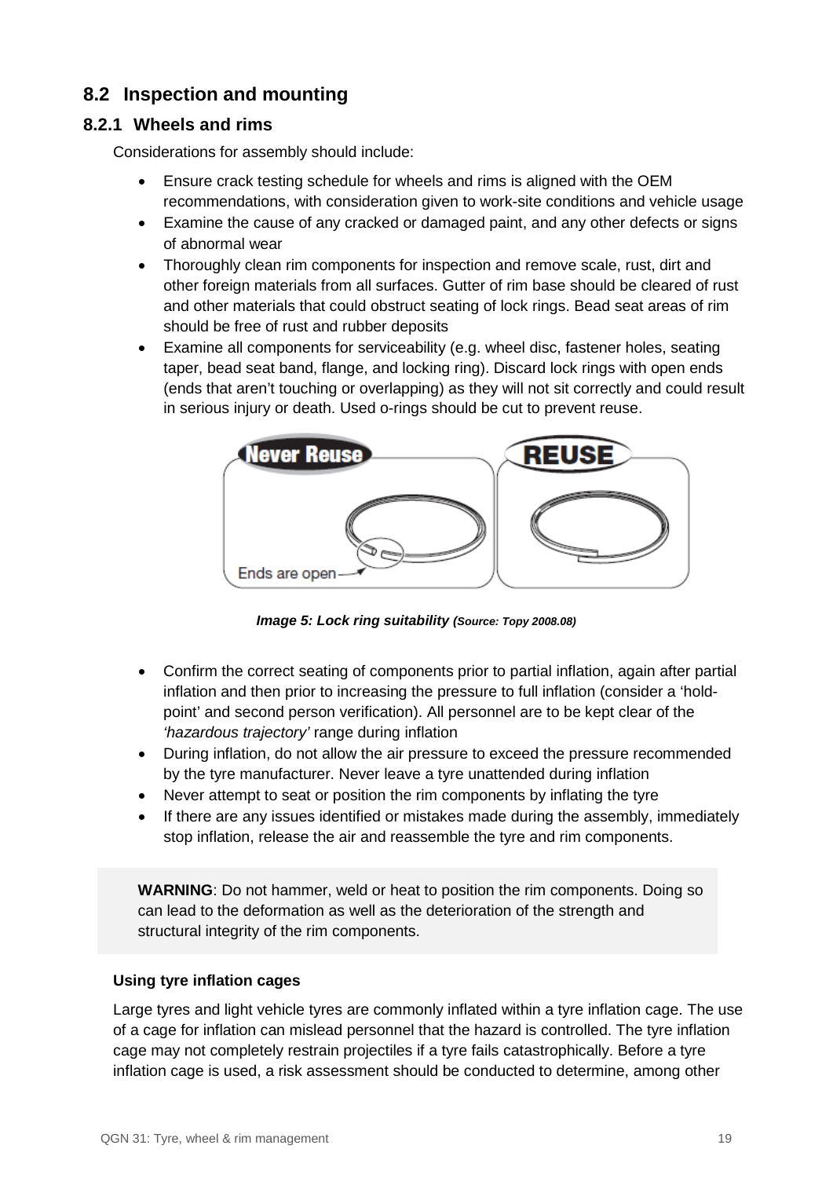## 8.2 Inspection and mounting

### 8.2.1 Wheels and rims

Considerations for assembly should include:

- Ensure crack testing schedule for wheels and rims is aligned with the OEM recommendations, with consideration given to work-site conditions and vehicle usage
- Examine the cause of any cracked or damaged paint, and any other defects or signs of abnormal wear
- Thoroughly clean rim components for inspection and remove scale, rust, dirt and other foreign materials from all surfaces. Gutter of rim base should be cleared of rust and other materials that could obstruct seating of lock rings. Bead seat areas of rim should be free of rust and rubber deposits
- Examine all components for serviceability (e.g. wheel disc, fastener holes, seating taper, bead seat band, flange, and locking ring). Discard lock rings with open ends (ends that aren't touching or overlapping) as they will not sit correctly and could result in serious injury or death. Used o-rings should be cut to prevent reuse.

***Image 5: Lock ring suitability (Source: Topy 2008.08)***

- Confirm the correct seating of components prior to partial inflation, again after partial inflation and then prior to increasing the pressure to full inflation (consider a 'hold-point' and second person verification). All personnel are to be kept clear of the *'hazardous trajectory'* range during inflation
- During inflation, do not allow the air pressure to exceed the pressure recommended by the tyre manufacturer. Never leave a tyre unattended during inflation
- Never attempt to seat or position the rim components by inflating the tyre
- If there are any issues identified or mistakes made during the assembly, immediately stop inflation, release the air and reassemble the tyre and rim components.

> **WARNING**: Do not hammer, weld or heat to position the rim components. Doing so can lead to the deformation as well as the deterioration of the strength and structural integrity of the rim components.

**Using tyre inflation cages**

Large tyres and light vehicle tyres are commonly inflated within a tyre inflation cage. The use of a cage for inflation can mislead personnel that the hazard is controlled. The tyre inflation cage may not completely restrain projectiles if a tyre fails catastrophically. Before a tyre inflation cage is used, a risk assessment should be conducted to determine, among other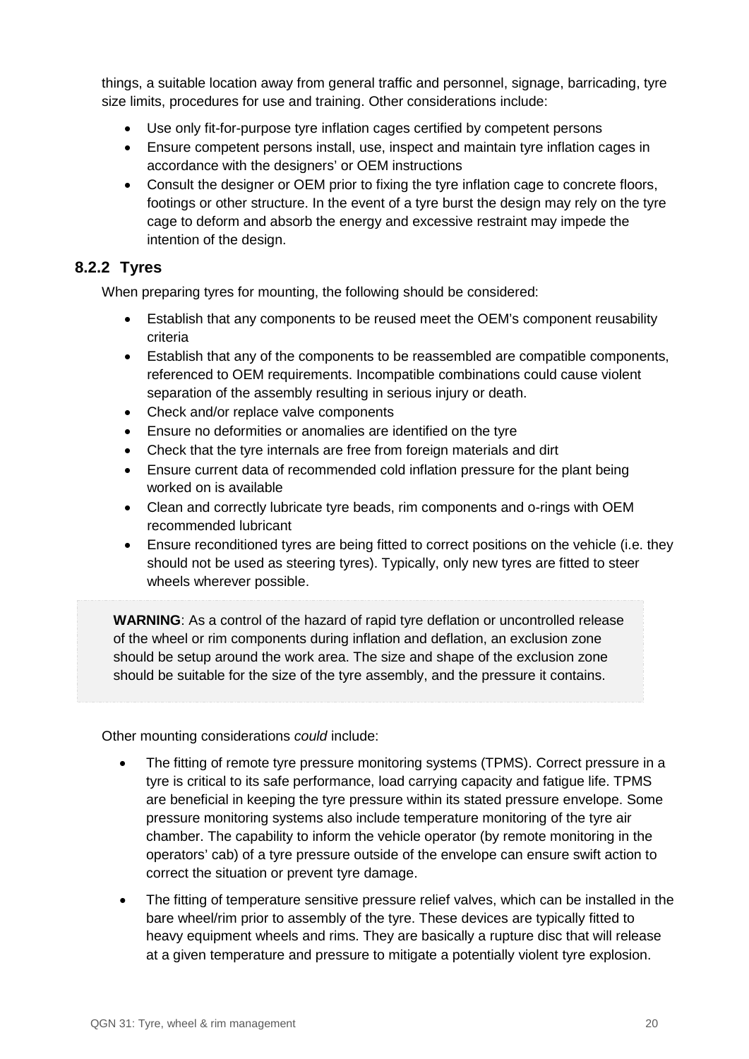things, a suitable location away from general traffic and personnel, signage, barricading, tyre size limits, procedures for use and training. Other considerations include:

- Use only fit-for-purpose tyre inflation cages certified by competent persons
- Ensure competent persons install, use, inspect and maintain tyre inflation cages in accordance with the designers' or OEM instructions
- Consult the designer or OEM prior to fixing the tyre inflation cage to concrete floors, footings or other structure. In the event of a tyre burst the design may rely on the tyre cage to deform and absorb the energy and excessive restraint may impede the intention of the design.

### 8.2.2 Tyres

When preparing tyres for mounting, the following should be considered:

- Establish that any components to be reused meet the OEM's component reusability criteria
- Establish that any of the components to be reassembled are compatible components, referenced to OEM requirements. Incompatible combinations could cause violent separation of the assembly resulting in serious injury or death.
- Check and/or replace valve components
- Ensure no deformities or anomalies are identified on the tyre
- Check that the tyre internals are free from foreign materials and dirt
- Ensure current data of recommended cold inflation pressure for the plant being worked on is available
- Clean and correctly lubricate tyre beads, rim components and o-rings with OEM recommended lubricant
- Ensure reconditioned tyres are being fitted to correct positions on the vehicle (i.e. they should not be used as steering tyres). Typically, only new tyres are fitted to steer wheels wherever possible.

> **WARNING**: As a control of the hazard of rapid tyre deflation or uncontrolled release of the wheel or rim components during inflation and deflation, an exclusion zone should be setup around the work area. The size and shape of the exclusion zone should be suitable for the size of the tyre assembly, and the pressure it contains.

Other mounting considerations *could* include:

- The fitting of remote tyre pressure monitoring systems (TPMS). Correct pressure in a tyre is critical to its safe performance, load carrying capacity and fatigue life. TPMS are beneficial in keeping the tyre pressure within its stated pressure envelope. Some pressure monitoring systems also include temperature monitoring of the tyre air chamber. The capability to inform the vehicle operator (by remote monitoring in the operators' cab) of a tyre pressure outside of the envelope can ensure swift action to correct the situation or prevent tyre damage.
- The fitting of temperature sensitive pressure relief valves, which can be installed in the bare wheel/rim prior to assembly of the tyre. These devices are typically fitted to heavy equipment wheels and rims. They are basically a rupture disc that will release at a given temperature and pressure to mitigate a potentially violent tyre explosion.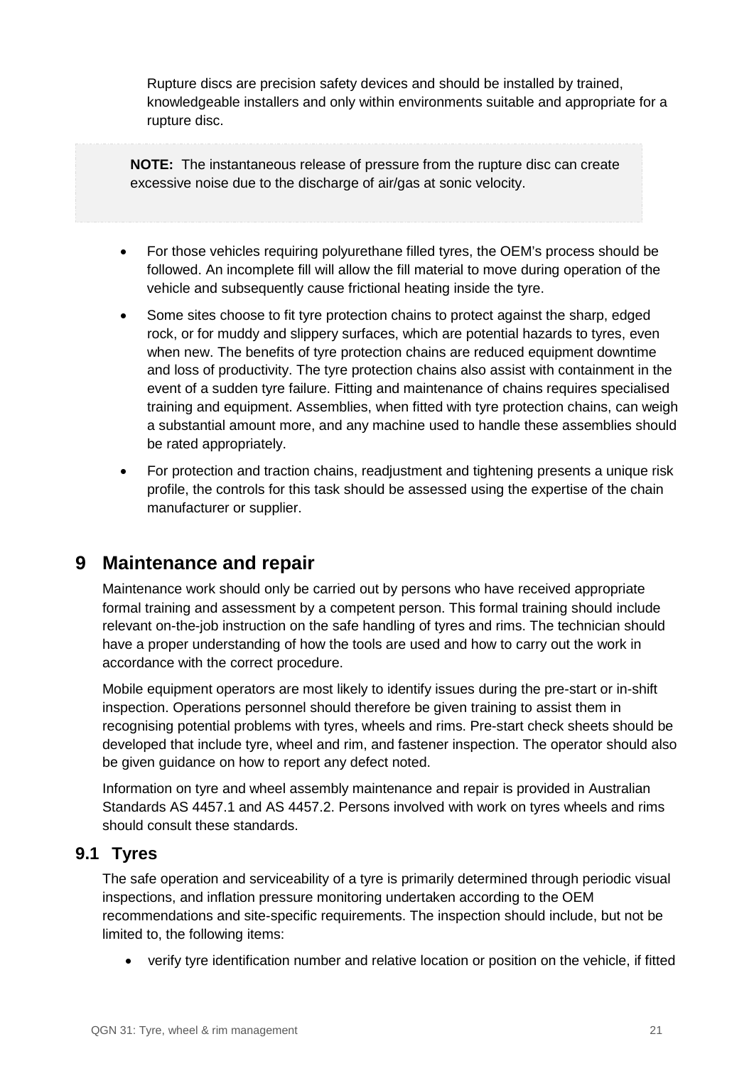Rupture discs are precision safety devices and should be installed by trained, knowledgeable installers and only within environments suitable and appropriate for a rupture disc.

> **NOTE:** The instantaneous release of pressure from the rupture disc can create excessive noise due to the discharge of air/gas at sonic velocity.

- For those vehicles requiring polyurethane filled tyres, the OEM's process should be followed. An incomplete fill will allow the fill material to move during operation of the vehicle and subsequently cause frictional heating inside the tyre.
- Some sites choose to fit tyre protection chains to protect against the sharp, edged rock, or for muddy and slippery surfaces, which are potential hazards to tyres, even when new. The benefits of tyre protection chains are reduced equipment downtime and loss of productivity. The tyre protection chains also assist with containment in the event of a sudden tyre failure. Fitting and maintenance of chains requires specialised training and equipment. Assemblies, when fitted with tyre protection chains, can weigh a substantial amount more, and any machine used to handle these assemblies should be rated appropriately.
- For protection and traction chains, readjustment and tightening presents a unique risk profile, the controls for this task should be assessed using the expertise of the chain manufacturer or supplier.

# 9 Maintenance and repair

Maintenance work should only be carried out by persons who have received appropriate formal training and assessment by a competent person. This formal training should include relevant on-the-job instruction on the safe handling of tyres and rims. The technician should have a proper understanding of how the tools are used and how to carry out the work in accordance with the correct procedure.

Mobile equipment operators are most likely to identify issues during the pre-start or in-shift inspection. Operations personnel should therefore be given training to assist them in recognising potential problems with tyres, wheels and rims. Pre-start check sheets should be developed that include tyre, wheel and rim, and fastener inspection. The operator should also be given guidance on how to report any defect noted.

Information on tyre and wheel assembly maintenance and repair is provided in Australian Standards AS 4457.1 and AS 4457.2. Persons involved with work on tyres wheels and rims should consult these standards.

## 9.1 Tyres

The safe operation and serviceability of a tyre is primarily determined through periodic visual inspections, and inflation pressure monitoring undertaken according to the OEM recommendations and site-specific requirements. The inspection should include, but not be limited to, the following items:

- verify tyre identification number and relative location or position on the vehicle, if fitted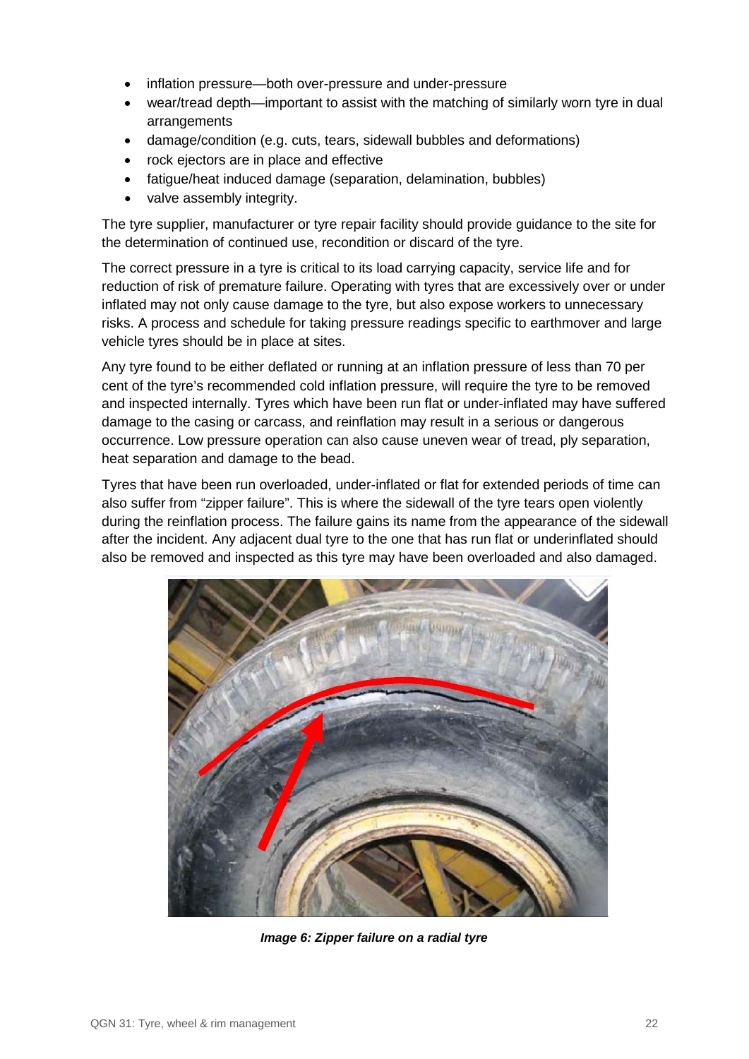- inflation pressure—both over-pressure and under-pressure
- wear/tread depth—important to assist with the matching of similarly worn tyre in dual arrangements
- damage/condition (e.g. cuts, tears, sidewall bubbles and deformations)
- rock ejectors are in place and effective
- fatigue/heat induced damage (separation, delamination, bubbles)
- valve assembly integrity.

The tyre supplier, manufacturer or tyre repair facility should provide guidance to the site for the determination of continued use, recondition or discard of the tyre.

The correct pressure in a tyre is critical to its load carrying capacity, service life and for reduction of risk of premature failure. Operating with tyres that are excessively over or under inflated may not only cause damage to the tyre, but also expose workers to unnecessary risks. A process and schedule for taking pressure readings specific to earthmover and large vehicle tyres should be in place at sites.

Any tyre found to be either deflated or running at an inflation pressure of less than 70 per cent of the tyre's recommended cold inflation pressure, will require the tyre to be removed and inspected internally. Tyres which have been run flat or under-inflated may have suffered damage to the casing or carcass, and reinflation may result in a serious or dangerous occurrence. Low pressure operation can also cause uneven wear of tread, ply separation, heat separation and damage to the bead.

Tyres that have been run overloaded, under-inflated or flat for extended periods of time can also suffer from "zipper failure". This is where the sidewall of the tyre tears open violently during the reinflation process. The failure gains its name from the appearance of the sidewall after the incident. Any adjacent dual tyre to the one that has run flat or underinflated should also be removed and inspected as this tyre may have been overloaded and also damaged.

***Image 6: Zipper failure on a radial tyre***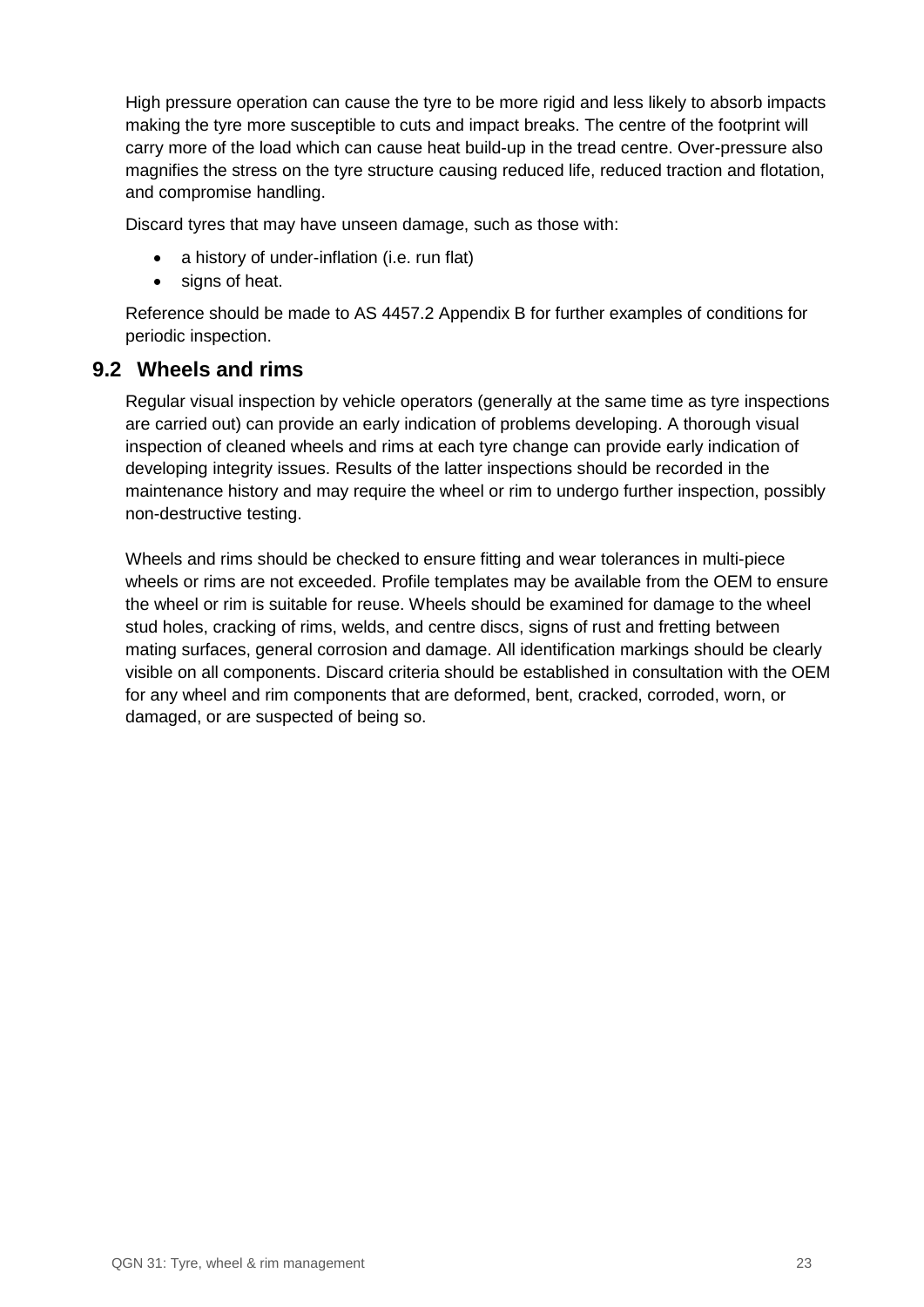High pressure operation can cause the tyre to be more rigid and less likely to absorb impacts making the tyre more susceptible to cuts and impact breaks. The centre of the footprint will carry more of the load which can cause heat build-up in the tread centre. Over-pressure also magnifies the stress on the tyre structure causing reduced life, reduced traction and flotation, and compromise handling.

Discard tyres that may have unseen damage, such as those with:

- a history of under-inflation (i.e. run flat)
- signs of heat.

Reference should be made to AS 4457.2 Appendix B for further examples of conditions for periodic inspection.

## 9.2 Wheels and rims

Regular visual inspection by vehicle operators (generally at the same time as tyre inspections are carried out) can provide an early indication of problems developing. A thorough visual inspection of cleaned wheels and rims at each tyre change can provide early indication of developing integrity issues. Results of the latter inspections should be recorded in the maintenance history and may require the wheel or rim to undergo further inspection, possibly non-destructive testing.

Wheels and rims should be checked to ensure fitting and wear tolerances in multi-piece wheels or rims are not exceeded. Profile templates may be available from the OEM to ensure the wheel or rim is suitable for reuse. Wheels should be examined for damage to the wheel stud holes, cracking of rims, welds, and centre discs, signs of rust and fretting between mating surfaces, general corrosion and damage. All identification markings should be clearly visible on all components. Discard criteria should be established in consultation with the OEM for any wheel and rim components that are deformed, bent, cracked, corroded, worn, or damaged, or are suspected of being so.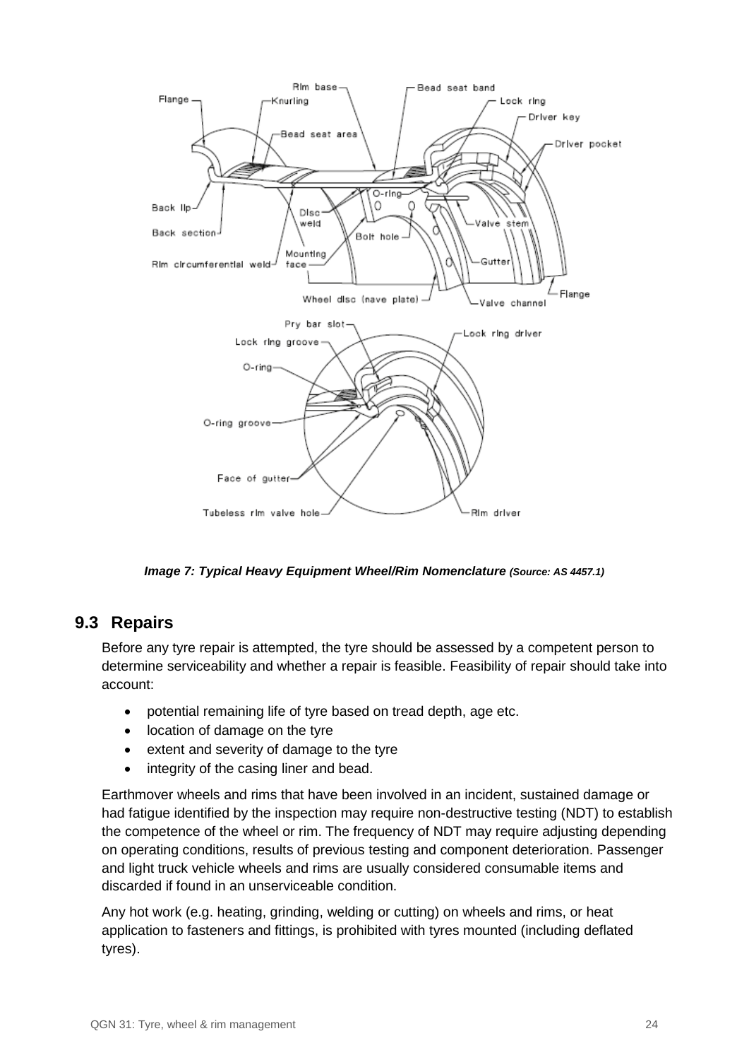*Image 7: Typical Heavy Equipment Wheel/Rim Nomenclature (Source: AS 4457.1)*

## 9.3 Repairs

Before any tyre repair is attempted, the tyre should be assessed by a competent person to determine serviceability and whether a repair is feasible. Feasibility of repair should take into account:

- potential remaining life of tyre based on tread depth, age etc.
- location of damage on the tyre
- extent and severity of damage to the tyre
- integrity of the casing liner and bead.

Earthmover wheels and rims that have been involved in an incident, sustained damage or had fatigue identified by the inspection may require non-destructive testing (NDT) to establish the competence of the wheel or rim. The frequency of NDT may require adjusting depending on operating conditions, results of previous testing and component deterioration. Passenger and light truck vehicle wheels and rims are usually considered consumable items and discarded if found in an unserviceable condition.

Any hot work (e.g. heating, grinding, welding or cutting) on wheels and rims, or heat application to fasteners and fittings, is prohibited with tyres mounted (including deflated tyres).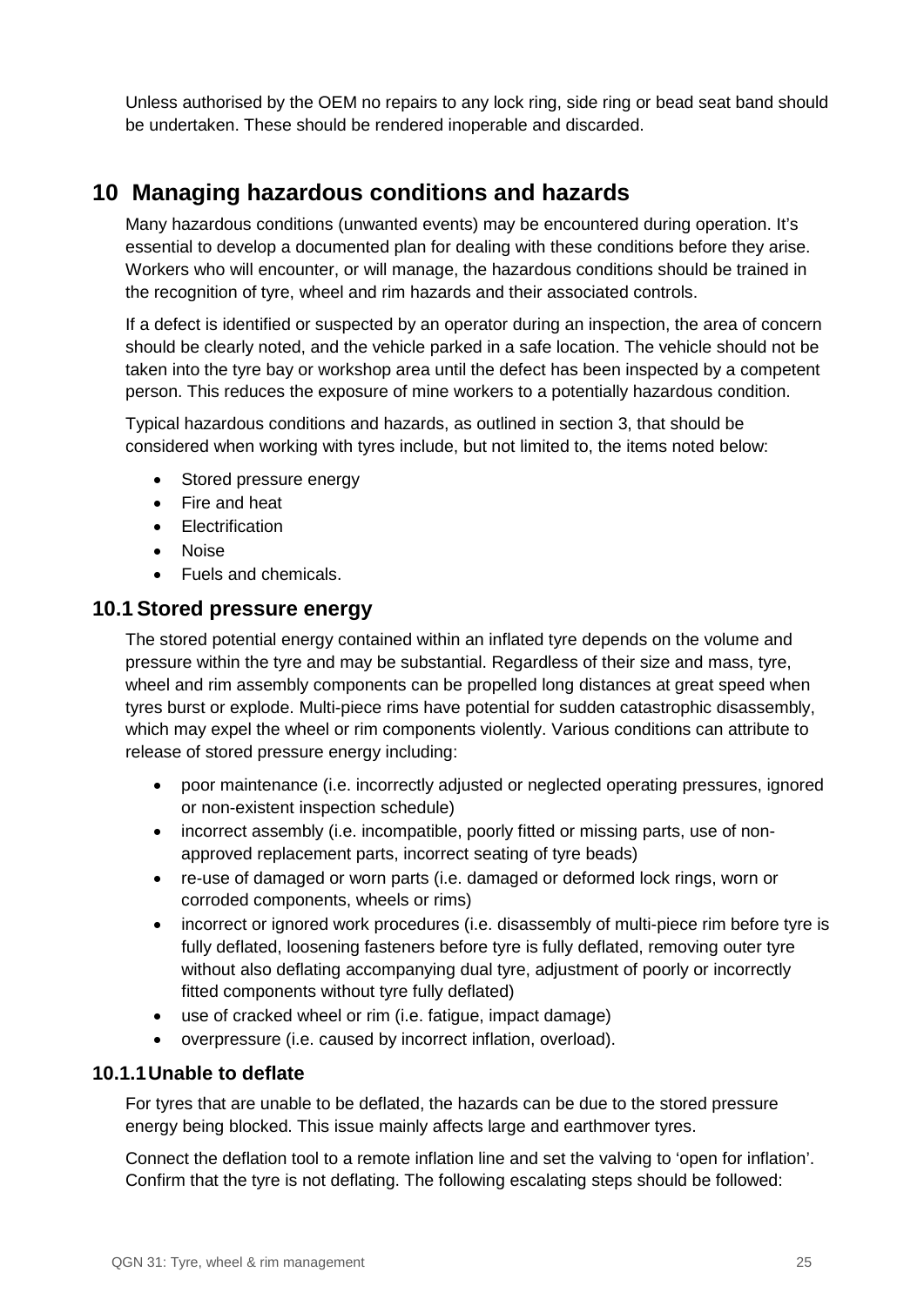Unless authorised by the OEM no repairs to any lock ring, side ring or bead seat band should be undertaken. These should be rendered inoperable and discarded.

# 10 Managing hazardous conditions and hazards

Many hazardous conditions (unwanted events) may be encountered during operation. It's essential to develop a documented plan for dealing with these conditions before they arise. Workers who will encounter, or will manage, the hazardous conditions should be trained in the recognition of tyre, wheel and rim hazards and their associated controls.

If a defect is identified or suspected by an operator during an inspection, the area of concern should be clearly noted, and the vehicle parked in a safe location. The vehicle should not be taken into the tyre bay or workshop area until the defect has been inspected by a competent person. This reduces the exposure of mine workers to a potentially hazardous condition.

Typical hazardous conditions and hazards, as outlined in section 3, that should be considered when working with tyres include, but not limited to, the items noted below:

- Stored pressure energy
- Fire and heat
- Electrification
- Noise
- Fuels and chemicals.

## 10.1 Stored pressure energy

The stored potential energy contained within an inflated tyre depends on the volume and pressure within the tyre and may be substantial. Regardless of their size and mass, tyre, wheel and rim assembly components can be propelled long distances at great speed when tyres burst or explode. Multi-piece rims have potential for sudden catastrophic disassembly, which may expel the wheel or rim components violently. Various conditions can attribute to release of stored pressure energy including:

- poor maintenance (i.e. incorrectly adjusted or neglected operating pressures, ignored or non-existent inspection schedule)
- incorrect assembly (i.e. incompatible, poorly fitted or missing parts, use of non-approved replacement parts, incorrect seating of tyre beads)
- re-use of damaged or worn parts (i.e. damaged or deformed lock rings, worn or corroded components, wheels or rims)
- incorrect or ignored work procedures (i.e. disassembly of multi-piece rim before tyre is fully deflated, loosening fasteners before tyre is fully deflated, removing outer tyre without also deflating accompanying dual tyre, adjustment of poorly or incorrectly fitted components without tyre fully deflated)
- use of cracked wheel or rim (i.e. fatigue, impact damage)
- overpressure (i.e. caused by incorrect inflation, overload).

### 10.1.1 Unable to deflate

For tyres that are unable to be deflated, the hazards can be due to the stored pressure energy being blocked. This issue mainly affects large and earthmover tyres.

Connect the deflation tool to a remote inflation line and set the valving to 'open for inflation'. Confirm that the tyre is not deflating. The following escalating steps should be followed: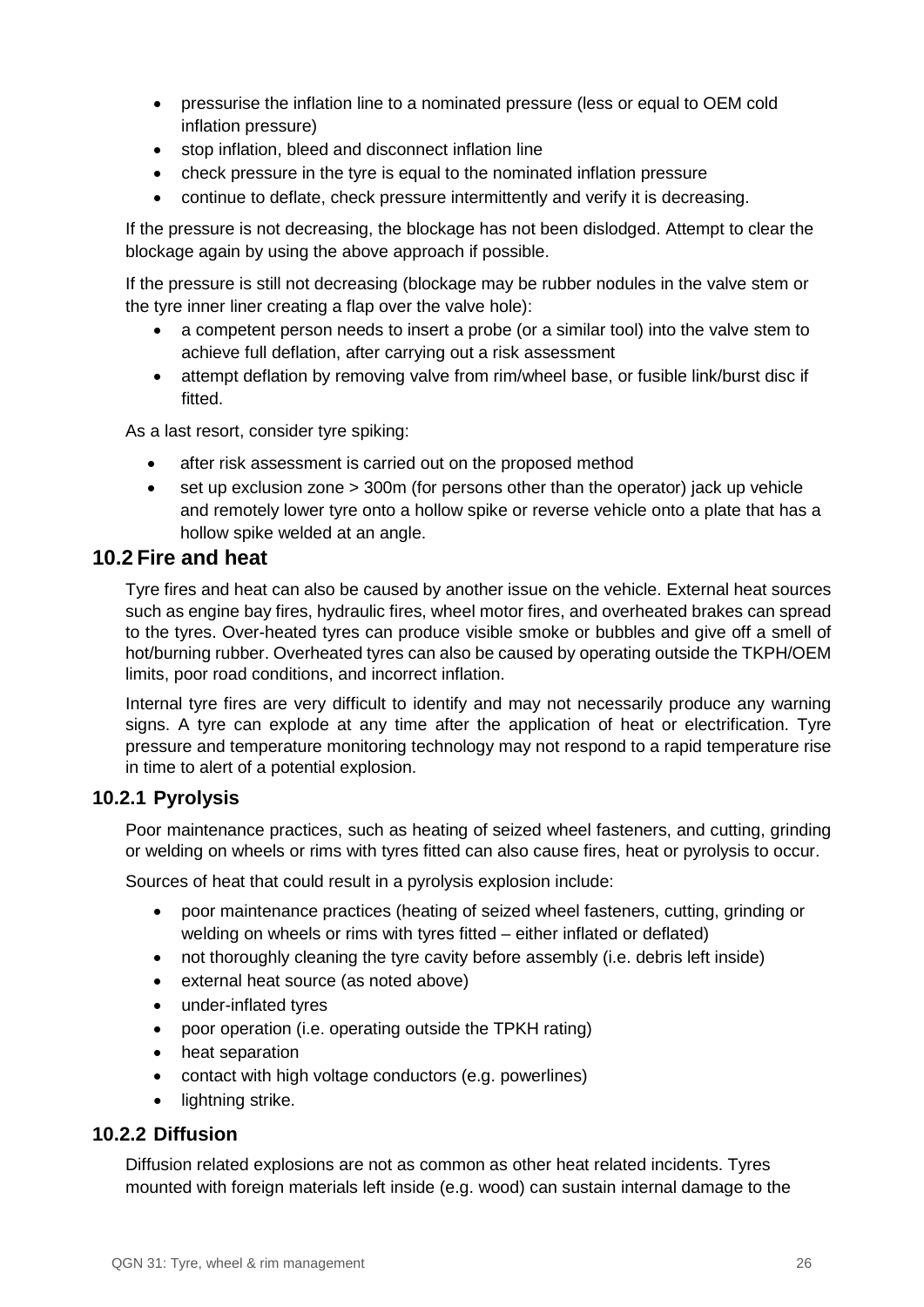- pressurise the inflation line to a nominated pressure (less or equal to OEM cold inflation pressure)
- stop inflation, bleed and disconnect inflation line
- check pressure in the tyre is equal to the nominated inflation pressure
- continue to deflate, check pressure intermittently and verify it is decreasing.

If the pressure is not decreasing, the blockage has not been dislodged. Attempt to clear the blockage again by using the above approach if possible.

If the pressure is still not decreasing (blockage may be rubber nodules in the valve stem or the tyre inner liner creating a flap over the valve hole):

- a competent person needs to insert a probe (or a similar tool) into the valve stem to achieve full deflation, after carrying out a risk assessment
- attempt deflation by removing valve from rim/wheel base, or fusible link/burst disc if fitted.

As a last resort, consider tyre spiking:

- after risk assessment is carried out on the proposed method
- set up exclusion zone > 300m (for persons other than the operator) jack up vehicle and remotely lower tyre onto a hollow spike or reverse vehicle onto a plate that has a hollow spike welded at an angle.

## 10.2 Fire and heat

Tyre fires and heat can also be caused by another issue on the vehicle. External heat sources such as engine bay fires, hydraulic fires, wheel motor fires, and overheated brakes can spread to the tyres. Over-heated tyres can produce visible smoke or bubbles and give off a smell of hot/burning rubber. Overheated tyres can also be caused by operating outside the TKPH/OEM limits, poor road conditions, and incorrect inflation.

Internal tyre fires are very difficult to identify and may not necessarily produce any warning signs. A tyre can explode at any time after the application of heat or electrification. Tyre pressure and temperature monitoring technology may not respond to a rapid temperature rise in time to alert of a potential explosion.

### 10.2.1 Pyrolysis

Poor maintenance practices, such as heating of seized wheel fasteners, and cutting, grinding or welding on wheels or rims with tyres fitted can also cause fires, heat or pyrolysis to occur.

Sources of heat that could result in a pyrolysis explosion include:

- poor maintenance practices (heating of seized wheel fasteners, cutting, grinding or welding on wheels or rims with tyres fitted – either inflated or deflated)
- not thoroughly cleaning the tyre cavity before assembly (i.e. debris left inside)
- external heat source (as noted above)
- under-inflated tyres
- poor operation (i.e. operating outside the TPKH rating)
- heat separation
- contact with high voltage conductors (e.g. powerlines)
- lightning strike.

### 10.2.2 Diffusion

Diffusion related explosions are not as common as other heat related incidents. Tyres mounted with foreign materials left inside (e.g. wood) can sustain internal damage to the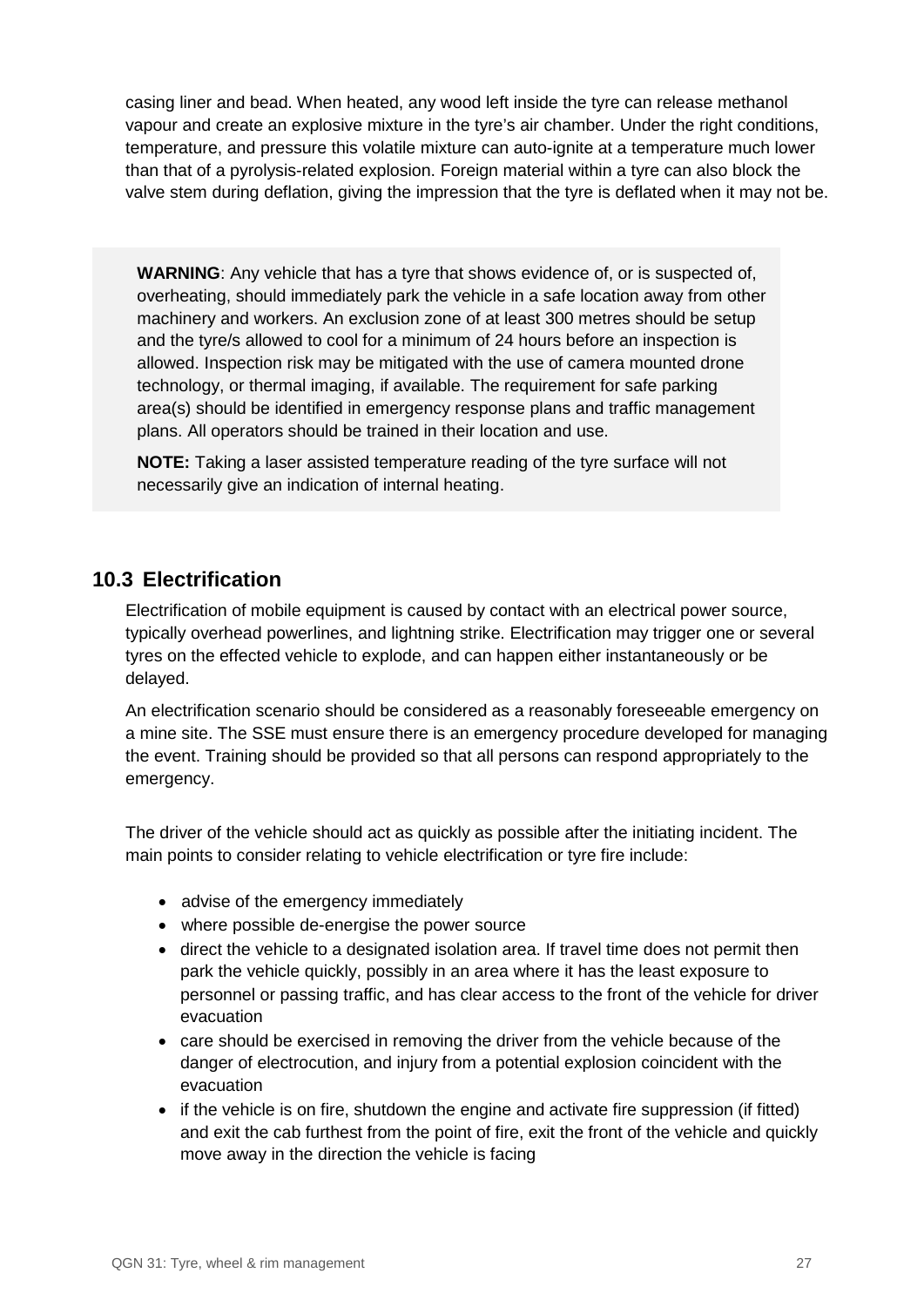casing liner and bead. When heated, any wood left inside the tyre can release methanol vapour and create an explosive mixture in the tyre's air chamber. Under the right conditions, temperature, and pressure this volatile mixture can auto-ignite at a temperature much lower than that of a pyrolysis-related explosion. Foreign material within a tyre can also block the valve stem during deflation, giving the impression that the tyre is deflated when it may not be.

> **WARNING**: Any vehicle that has a tyre that shows evidence of, or is suspected of, overheating, should immediately park the vehicle in a safe location away from other machinery and workers. An exclusion zone of at least 300 metres should be setup and the tyre/s allowed to cool for a minimum of 24 hours before an inspection is allowed. Inspection risk may be mitigated with the use of camera mounted drone technology, or thermal imaging, if available. The requirement for safe parking area(s) should be identified in emergency response plans and traffic management plans. All operators should be trained in their location and use.
>
> **NOTE:** Taking a laser assisted temperature reading of the tyre surface will not necessarily give an indication of internal heating.

## 10.3 Electrification

Electrification of mobile equipment is caused by contact with an electrical power source, typically overhead powerlines, and lightning strike. Electrification may trigger one or several tyres on the effected vehicle to explode, and can happen either instantaneously or be delayed.

An electrification scenario should be considered as a reasonably foreseeable emergency on a mine site. The SSE must ensure there is an emergency procedure developed for managing the event. Training should be provided so that all persons can respond appropriately to the emergency.

The driver of the vehicle should act as quickly as possible after the initiating incident. The main points to consider relating to vehicle electrification or tyre fire include:

- advise of the emergency immediately
- where possible de-energise the power source
- direct the vehicle to a designated isolation area. If travel time does not permit then park the vehicle quickly, possibly in an area where it has the least exposure to personnel or passing traffic, and has clear access to the front of the vehicle for driver evacuation
- care should be exercised in removing the driver from the vehicle because of the danger of electrocution, and injury from a potential explosion coincident with the evacuation
- if the vehicle is on fire, shutdown the engine and activate fire suppression (if fitted) and exit the cab furthest from the point of fire, exit the front of the vehicle and quickly move away in the direction the vehicle is facing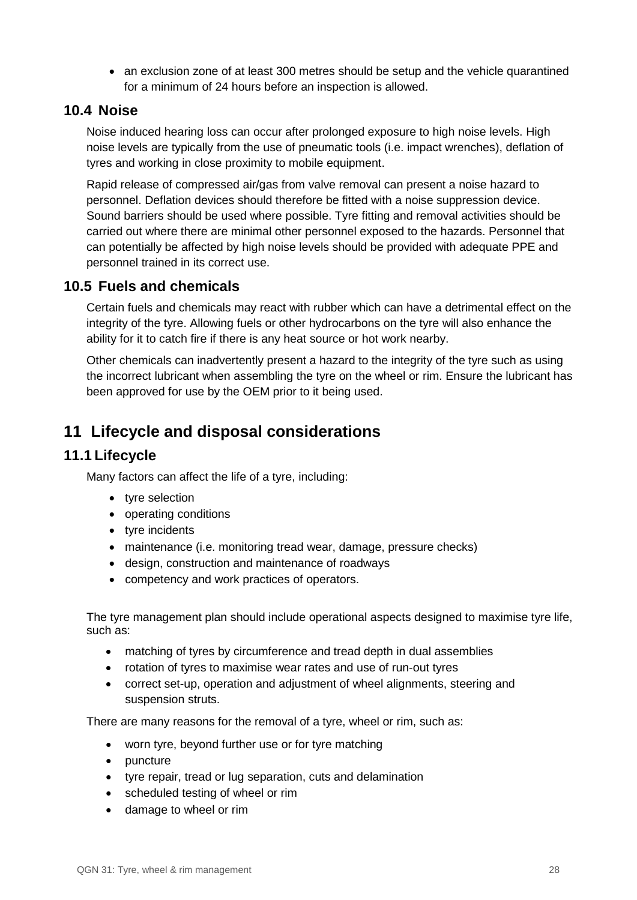- an exclusion zone of at least 300 metres should be setup and the vehicle quarantined for a minimum of 24 hours before an inspection is allowed.

## 10.4 Noise

Noise induced hearing loss can occur after prolonged exposure to high noise levels. High noise levels are typically from the use of pneumatic tools (i.e. impact wrenches), deflation of tyres and working in close proximity to mobile equipment.

Rapid release of compressed air/gas from valve removal can present a noise hazard to personnel. Deflation devices should therefore be fitted with a noise suppression device. Sound barriers should be used where possible. Tyre fitting and removal activities should be carried out where there are minimal other personnel exposed to the hazards. Personnel that can potentially be affected by high noise levels should be provided with adequate PPE and personnel trained in its correct use.

## 10.5 Fuels and chemicals

Certain fuels and chemicals may react with rubber which can have a detrimental effect on the integrity of the tyre. Allowing fuels or other hydrocarbons on the tyre will also enhance the ability for it to catch fire if there is any heat source or hot work nearby.

Other chemicals can inadvertently present a hazard to the integrity of the tyre such as using the incorrect lubricant when assembling the tyre on the wheel or rim. Ensure the lubricant has been approved for use by the OEM prior to it being used.

# 11 Lifecycle and disposal considerations

## 11.1 Lifecycle

Many factors can affect the life of a tyre, including:

- tyre selection
- operating conditions
- tyre incidents
- maintenance (i.e. monitoring tread wear, damage, pressure checks)
- design, construction and maintenance of roadways
- competency and work practices of operators.

The tyre management plan should include operational aspects designed to maximise tyre life, such as:

- matching of tyres by circumference and tread depth in dual assemblies
- rotation of tyres to maximise wear rates and use of run-out tyres
- correct set-up, operation and adjustment of wheel alignments, steering and suspension struts.

There are many reasons for the removal of a tyre, wheel or rim, such as:

- worn tyre, beyond further use or for tyre matching
- puncture
- tyre repair, tread or lug separation, cuts and delamination
- scheduled testing of wheel or rim
- damage to wheel or rim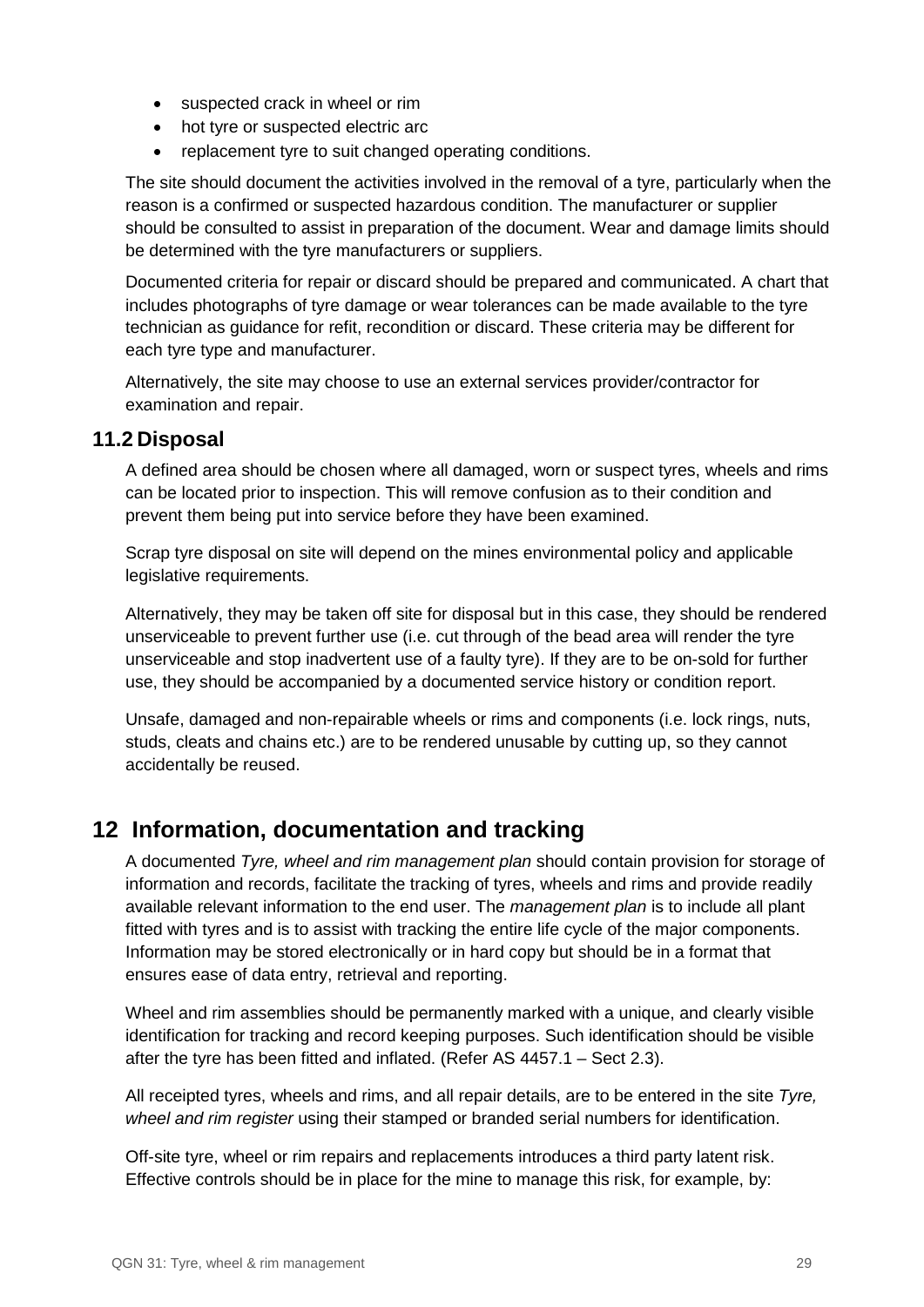- suspected crack in wheel or rim
- hot tyre or suspected electric arc
- replacement tyre to suit changed operating conditions.

The site should document the activities involved in the removal of a tyre, particularly when the reason is a confirmed or suspected hazardous condition. The manufacturer or supplier should be consulted to assist in preparation of the document. Wear and damage limits should be determined with the tyre manufacturers or suppliers.

Documented criteria for repair or discard should be prepared and communicated. A chart that includes photographs of tyre damage or wear tolerances can be made available to the tyre technician as guidance for refit, recondition or discard. These criteria may be different for each tyre type and manufacturer.

Alternatively, the site may choose to use an external services provider/contractor for examination and repair.

## 11.2 Disposal

A defined area should be chosen where all damaged, worn or suspect tyres, wheels and rims can be located prior to inspection. This will remove confusion as to their condition and prevent them being put into service before they have been examined.

Scrap tyre disposal on site will depend on the mines environmental policy and applicable legislative requirements.

Alternatively, they may be taken off site for disposal but in this case, they should be rendered unserviceable to prevent further use (i.e. cut through of the bead area will render the tyre unserviceable and stop inadvertent use of a faulty tyre). If they are to be on-sold for further use, they should be accompanied by a documented service history or condition report.

Unsafe, damaged and non-repairable wheels or rims and components (i.e. lock rings, nuts, studs, cleats and chains etc.) are to be rendered unusable by cutting up, so they cannot accidentally be reused.

# 12 Information, documentation and tracking

A documented *Tyre, wheel and rim management plan* should contain provision for storage of information and records, facilitate the tracking of tyres, wheels and rims and provide readily available relevant information to the end user. The *management plan* is to include all plant fitted with tyres and is to assist with tracking the entire life cycle of the major components. Information may be stored electronically or in hard copy but should be in a format that ensures ease of data entry, retrieval and reporting.

Wheel and rim assemblies should be permanently marked with a unique, and clearly visible identification for tracking and record keeping purposes. Such identification should be visible after the tyre has been fitted and inflated. (Refer AS 4457.1 – Sect 2.3).

All receipted tyres, wheels and rims, and all repair details, are to be entered in the site *Tyre, wheel and rim register* using their stamped or branded serial numbers for identification.

Off-site tyre, wheel or rim repairs and replacements introduces a third party latent risk. Effective controls should be in place for the mine to manage this risk, for example, by: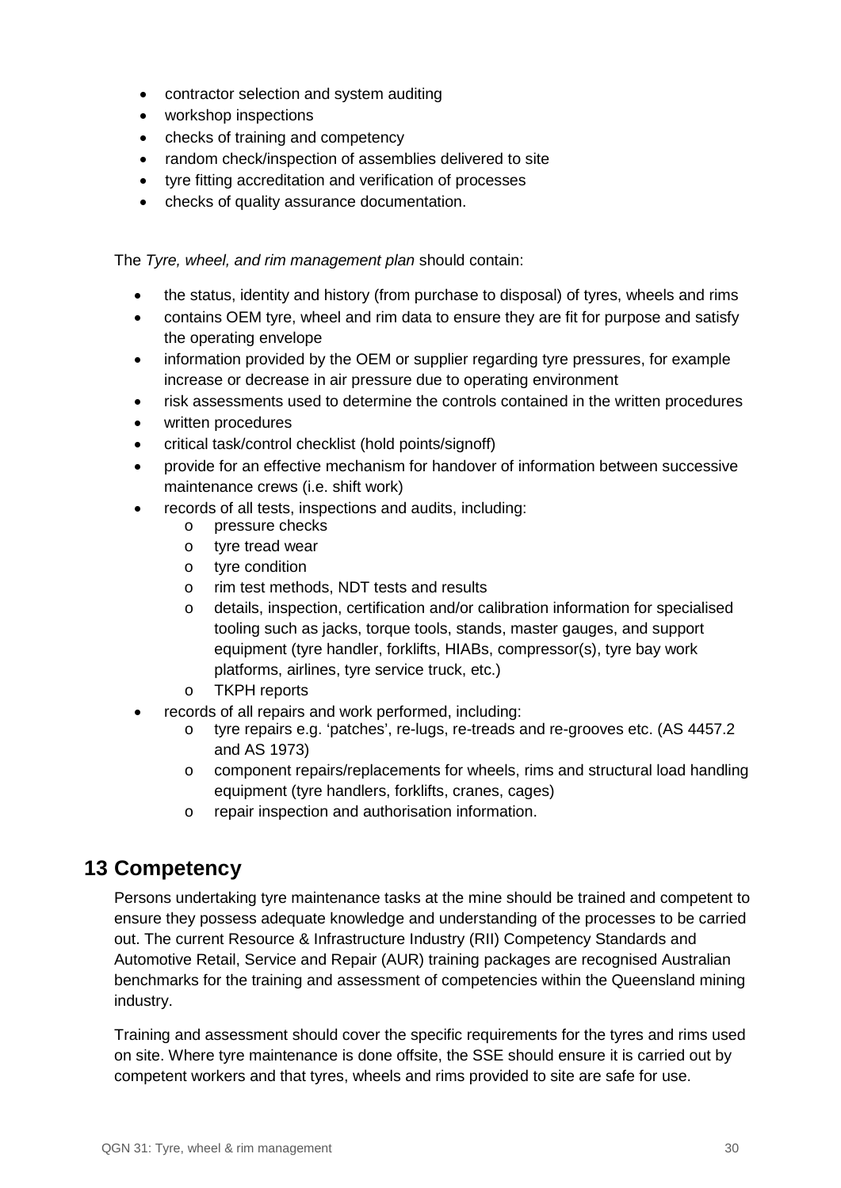- contractor selection and system auditing
- workshop inspections
- checks of training and competency
- random check/inspection of assemblies delivered to site
- tyre fitting accreditation and verification of processes
- checks of quality assurance documentation.

The *Tyre, wheel, and rim management plan* should contain:

- the status, identity and history (from purchase to disposal) of tyres, wheels and rims
- contains OEM tyre, wheel and rim data to ensure they are fit for purpose and satisfy the operating envelope
- information provided by the OEM or supplier regarding tyre pressures, for example increase or decrease in air pressure due to operating environment
- risk assessments used to determine the controls contained in the written procedures
- written procedures
- critical task/control checklist (hold points/signoff)
- provide for an effective mechanism for handover of information between successive maintenance crews (i.e. shift work)
- records of all tests, inspections and audits, including:
    - pressure checks
    - tyre tread wear
    - tyre condition
    - rim test methods, NDT tests and results
    - details, inspection, certification and/or calibration information for specialised tooling such as jacks, torque tools, stands, master gauges, and support equipment (tyre handler, forklifts, HIABs, compressor(s), tyre bay work platforms, airlines, tyre service truck, etc.)
    - TKPH reports
- records of all repairs and work performed, including:
    - tyre repairs e.g. 'patches', re-lugs, re-treads and re-grooves etc. (AS 4457.2 and AS 1973)
    - component repairs/replacements for wheels, rims and structural load handling equipment (tyre handlers, forklifts, cranes, cages)
    - repair inspection and authorisation information.

# 13 Competency

Persons undertaking tyre maintenance tasks at the mine should be trained and competent to ensure they possess adequate knowledge and understanding of the processes to be carried out. The current Resource & Infrastructure Industry (RII) Competency Standards and Automotive Retail, Service and Repair (AUR) training packages are recognised Australian benchmarks for the training and assessment of competencies within the Queensland mining industry.

Training and assessment should cover the specific requirements for the tyres and rims used on site. Where tyre maintenance is done offsite, the SSE should ensure it is carried out by competent workers and that tyres, wheels and rims provided to site are safe for use.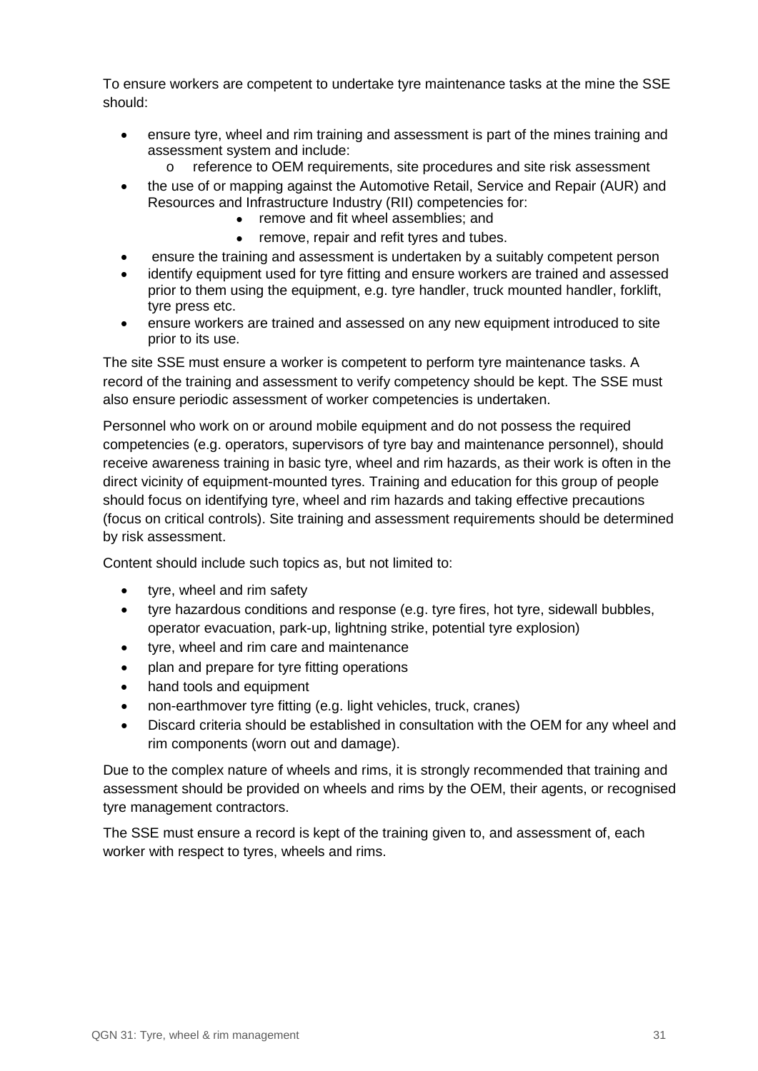To ensure workers are competent to undertake tyre maintenance tasks at the mine the SSE should:

- ensure tyre, wheel and rim training and assessment is part of the mines training and assessment system and include:
    - reference to OEM requirements, site procedures and site risk assessment
- the use of or mapping against the Automotive Retail, Service and Repair (AUR) and Resources and Infrastructure Industry (RII) competencies for:
    - remove and fit wheel assemblies; and
    - remove, repair and refit tyres and tubes.
- ensure the training and assessment is undertaken by a suitably competent person
- identify equipment used for tyre fitting and ensure workers are trained and assessed prior to them using the equipment, e.g. tyre handler, truck mounted handler, forklift, tyre press etc.
- ensure workers are trained and assessed on any new equipment introduced to site prior to its use.

The site SSE must ensure a worker is competent to perform tyre maintenance tasks. A record of the training and assessment to verify competency should be kept. The SSE must also ensure periodic assessment of worker competencies is undertaken.

Personnel who work on or around mobile equipment and do not possess the required competencies (e.g. operators, supervisors of tyre bay and maintenance personnel), should receive awareness training in basic tyre, wheel and rim hazards, as their work is often in the direct vicinity of equipment-mounted tyres. Training and education for this group of people should focus on identifying tyre, wheel and rim hazards and taking effective precautions (focus on critical controls). Site training and assessment requirements should be determined by risk assessment.

Content should include such topics as, but not limited to:

- tyre, wheel and rim safety
- tyre hazardous conditions and response (e.g. tyre fires, hot tyre, sidewall bubbles, operator evacuation, park-up, lightning strike, potential tyre explosion)
- tyre, wheel and rim care and maintenance
- plan and prepare for tyre fitting operations
- hand tools and equipment
- non-earthmover tyre fitting (e.g. light vehicles, truck, cranes)
- Discard criteria should be established in consultation with the OEM for any wheel and rim components (worn out and damage).

Due to the complex nature of wheels and rims, it is strongly recommended that training and assessment should be provided on wheels and rims by the OEM, their agents, or recognised tyre management contractors.

The SSE must ensure a record is kept of the training given to, and assessment of, each worker with respect to tyres, wheels and rims.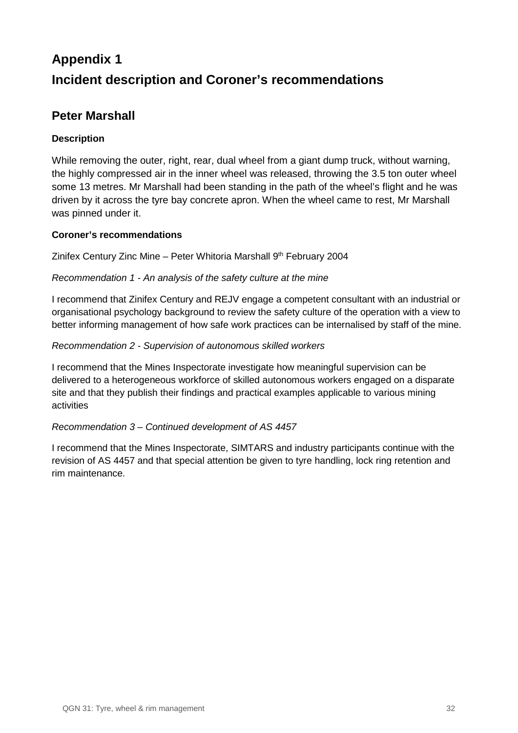# Appendix 1

# Incident description and Coroner's recommendations

## Peter Marshall

#### Description

While removing the outer, right, rear, dual wheel from a giant dump truck, without warning, the highly compressed air in the inner wheel was released, throwing the 3.5 ton outer wheel some 13 metres. Mr Marshall had been standing in the path of the wheel's flight and he was driven by it across the tyre bay concrete apron. When the wheel came to rest, Mr Marshall was pinned under it.

#### Coroner's recommendations

Zinifex Century Zinc Mine – Peter Whitoria Marshall 9th February 2004

*Recommendation 1 - An analysis of the safety culture at the mine*

I recommend that Zinifex Century and REJV engage a competent consultant with an industrial or organisational psychology background to review the safety culture of the operation with a view to better informing management of how safe work practices can be internalised by staff of the mine.

*Recommendation 2 - Supervision of autonomous skilled workers*

I recommend that the Mines Inspectorate investigate how meaningful supervision can be delivered to a heterogeneous workforce of skilled autonomous workers engaged on a disparate site and that they publish their findings and practical examples applicable to various mining activities

*Recommendation 3 – Continued development of AS 4457*

I recommend that the Mines Inspectorate, SIMTARS and industry participants continue with the revision of AS 4457 and that special attention be given to tyre handling, lock ring retention and rim maintenance.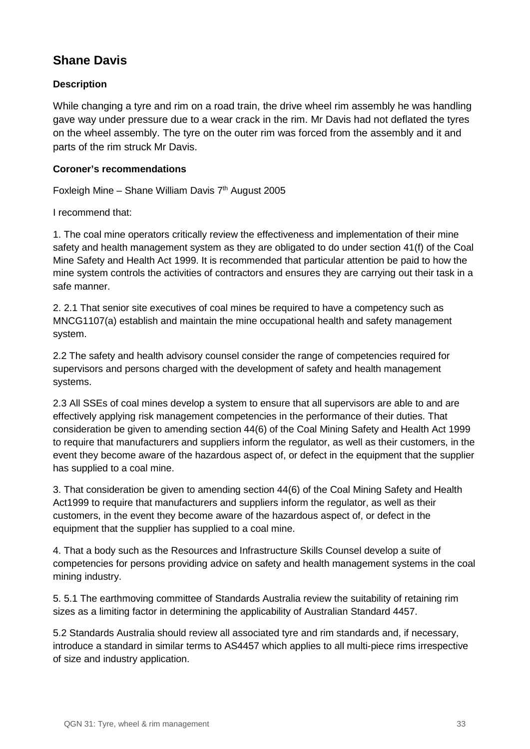## Shane Davis

### Description

While changing a tyre and rim on a road train, the drive wheel rim assembly he was handling gave way under pressure due to a wear crack in the rim. Mr Davis had not deflated the tyres on the wheel assembly. The tyre on the outer rim was forced from the assembly and it and parts of the rim struck Mr Davis.

### Coroner's recommendations

Foxleigh Mine – Shane William Davis 7th August 2005

I recommend that:

1. The coal mine operators critically review the effectiveness and implementation of their mine safety and health management system as they are obligated to do under section 41(f) of the Coal Mine Safety and Health Act 1999. It is recommended that particular attention be paid to how the mine system controls the activities of contractors and ensures they are carrying out their task in a safe manner.

2. 2.1 That senior site executives of coal mines be required to have a competency such as MNCG1107(a) establish and maintain the mine occupational health and safety management system.

2.2 The safety and health advisory counsel consider the range of competencies required for supervisors and persons charged with the development of safety and health management systems.

2.3 All SSEs of coal mines develop a system to ensure that all supervisors are able to and are effectively applying risk management competencies in the performance of their duties. That consideration be given to amending section 44(6) of the Coal Mining Safety and Health Act 1999 to require that manufacturers and suppliers inform the regulator, as well as their customers, in the event they become aware of the hazardous aspect of, or defect in the equipment that the supplier has supplied to a coal mine.

3. That consideration be given to amending section 44(6) of the Coal Mining Safety and Health Act1999 to require that manufacturers and suppliers inform the regulator, as well as their customers, in the event they become aware of the hazardous aspect of, or defect in the equipment that the supplier has supplied to a coal mine.

4. That a body such as the Resources and Infrastructure Skills Counsel develop a suite of competencies for persons providing advice on safety and health management systems in the coal mining industry.

5. 5.1 The earthmoving committee of Standards Australia review the suitability of retaining rim sizes as a limiting factor in determining the applicability of Australian Standard 4457.

5.2 Standards Australia should review all associated tyre and rim standards and, if necessary, introduce a standard in similar terms to AS4457 which applies to all multi-piece rims irrespective of size and industry application.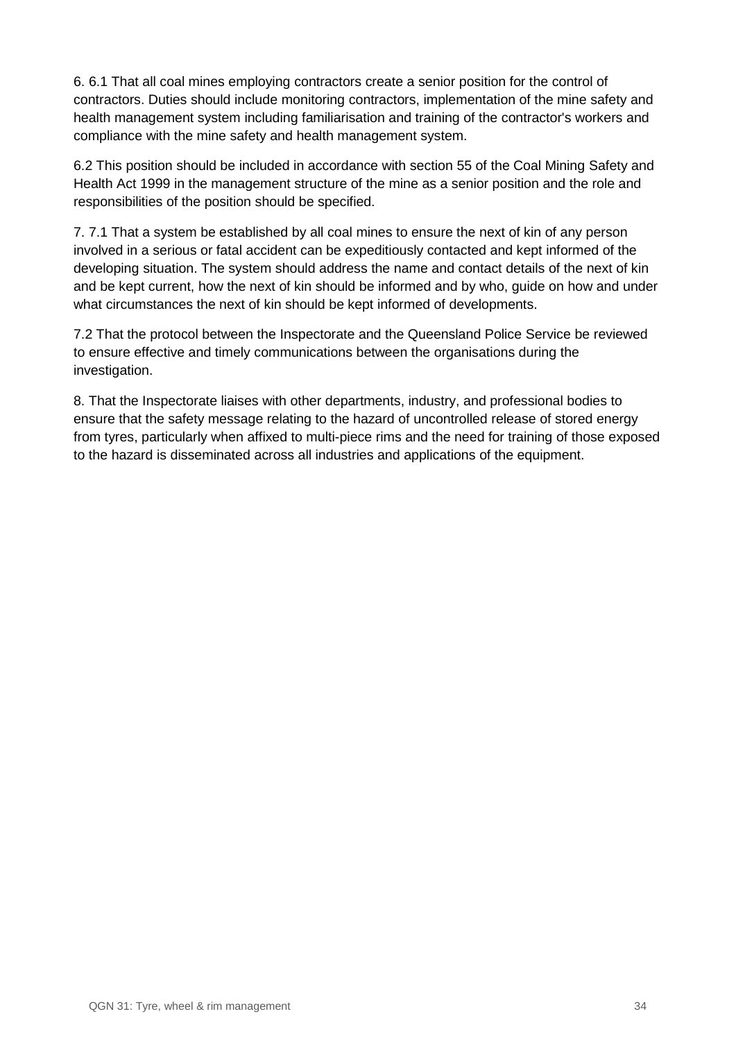6. 6.1 That all coal mines employing contractors create a senior position for the control of contractors. Duties should include monitoring contractors, implementation of the mine safety and health management system including familiarisation and training of the contractor's workers and compliance with the mine safety and health management system.

6.2 This position should be included in accordance with section 55 of the Coal Mining Safety and Health Act 1999 in the management structure of the mine as a senior position and the role and responsibilities of the position should be specified.

7. 7.1 That a system be established by all coal mines to ensure the next of kin of any person involved in a serious or fatal accident can be expeditiously contacted and kept informed of the developing situation. The system should address the name and contact details of the next of kin and be kept current, how the next of kin should be informed and by who, guide on how and under what circumstances the next of kin should be kept informed of developments.

7.2 That the protocol between the Inspectorate and the Queensland Police Service be reviewed to ensure effective and timely communications between the organisations during the investigation.

8. That the Inspectorate liaises with other departments, industry, and professional bodies to ensure that the safety message relating to the hazard of uncontrolled release of stored energy from tyres, particularly when affixed to multi-piece rims and the need for training of those exposed to the hazard is disseminated across all industries and applications of the equipment.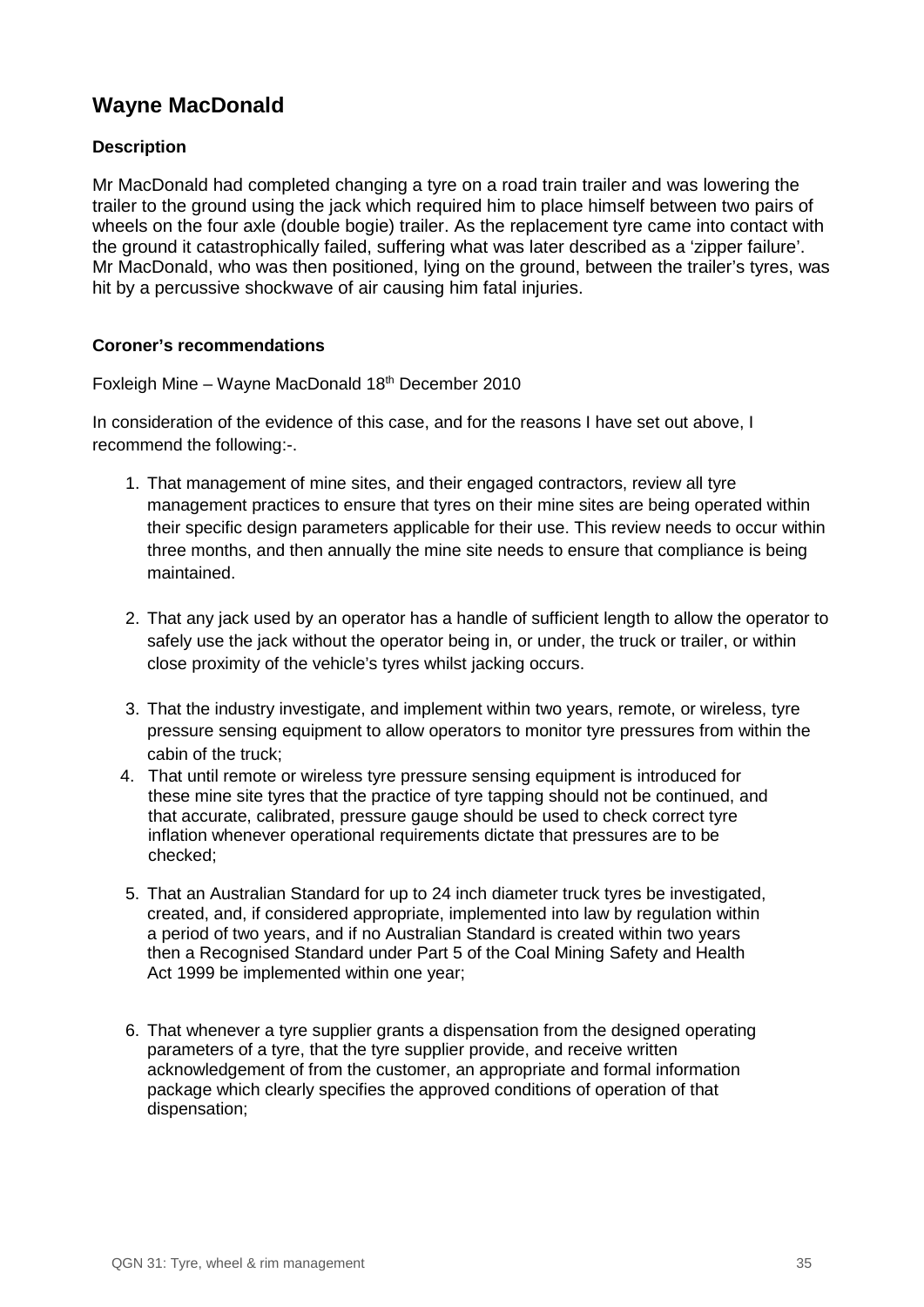## Wayne MacDonald

### Description

Mr MacDonald had completed changing a tyre on a road train trailer and was lowering the trailer to the ground using the jack which required him to place himself between two pairs of wheels on the four axle (double bogie) trailer. As the replacement tyre came into contact with the ground it catastrophically failed, suffering what was later described as a 'zipper failure'. Mr MacDonald, who was then positioned, lying on the ground, between the trailer's tyres, was hit by a percussive shockwave of air causing him fatal injuries.

### Coroner's recommendations

Foxleigh Mine – Wayne MacDonald 18th December 2010

In consideration of the evidence of this case, and for the reasons I have set out above, I recommend the following:-.

1. That management of mine sites, and their engaged contractors, review all tyre management practices to ensure that tyres on their mine sites are being operated within their specific design parameters applicable for their use. This review needs to occur within three months, and then annually the mine site needs to ensure that compliance is being maintained.
2. That any jack used by an operator has a handle of sufficient length to allow the operator to safely use the jack without the operator being in, or under, the truck or trailer, or within close proximity of the vehicle's tyres whilst jacking occurs.
3. That the industry investigate, and implement within two years, remote, or wireless, tyre pressure sensing equipment to allow operators to monitor tyre pressures from within the cabin of the truck;
4. That until remote or wireless tyre pressure sensing equipment is introduced for these mine site tyres that the practice of tyre tapping should not be continued, and that accurate, calibrated, pressure gauge should be used to check correct tyre inflation whenever operational requirements dictate that pressures are to be checked;
5. That an Australian Standard for up to 24 inch diameter truck tyres be investigated, created, and, if considered appropriate, implemented into law by regulation within a period of two years, and if no Australian Standard is created within two years then a Recognised Standard under Part 5 of the Coal Mining Safety and Health Act 1999 be implemented within one year;
6. That whenever a tyre supplier grants a dispensation from the designed operating parameters of a tyre, that the tyre supplier provide, and receive written acknowledgement of from the customer, an appropriate and formal information package which clearly specifies the approved conditions of operation of that dispensation;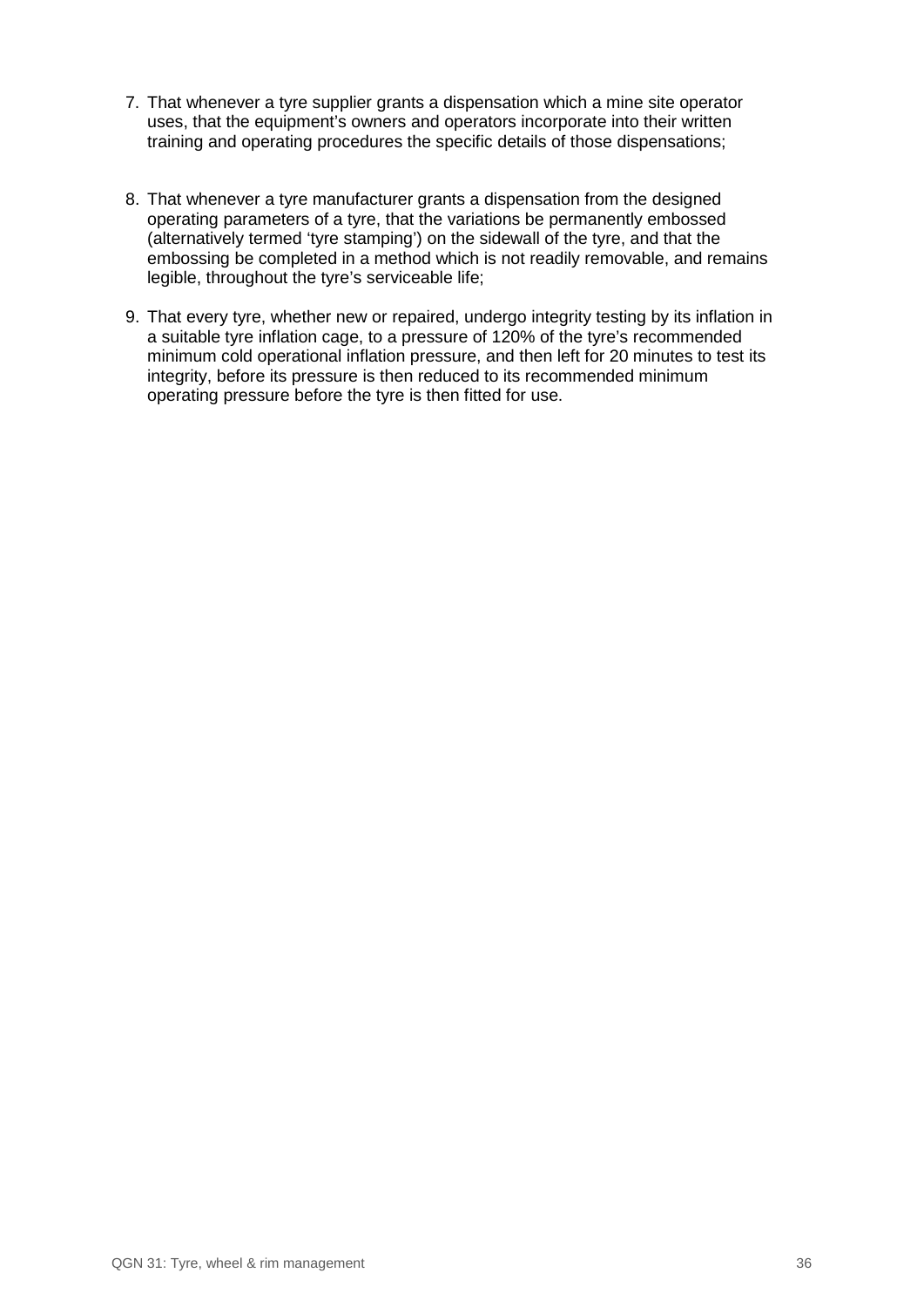7. That whenever a tyre supplier grants a dispensation which a mine site operator uses, that the equipment's owners and operators incorporate into their written training and operating procedures the specific details of those dispensations;

8. That whenever a tyre manufacturer grants a dispensation from the designed operating parameters of a tyre, that the variations be permanently embossed (alternatively termed 'tyre stamping') on the sidewall of the tyre, and that the embossing be completed in a method which is not readily removable, and remains legible, throughout the tyre's serviceable life;

9. That every tyre, whether new or repaired, undergo integrity testing by its inflation in a suitable tyre inflation cage, to a pressure of 120% of the tyre's recommended minimum cold operational inflation pressure, and then left for 20 minutes to test its integrity, before its pressure is then reduced to its recommended minimum operating pressure before the tyre is then fitted for use.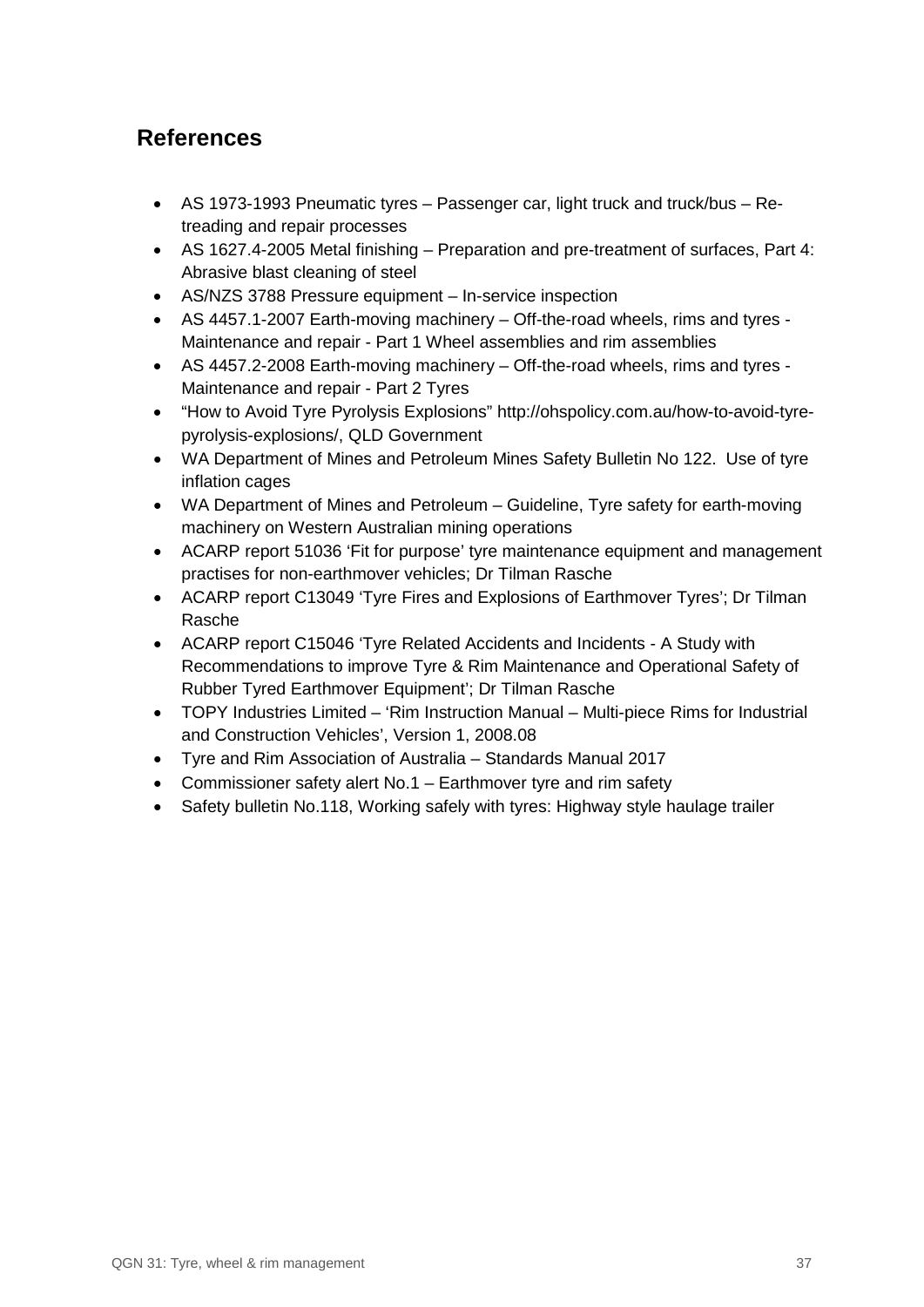## References

- AS 1973-1993 Pneumatic tyres – Passenger car, light truck and truck/bus – Re-treading and repair processes
- AS 1627.4-2005 Metal finishing – Preparation and pre-treatment of surfaces, Part 4: Abrasive blast cleaning of steel
- AS/NZS 3788 Pressure equipment – In-service inspection
- AS 4457.1-2007 Earth-moving machinery – Off-the-road wheels, rims and tyres - Maintenance and repair - Part 1 Wheel assemblies and rim assemblies
- AS 4457.2-2008 Earth-moving machinery – Off-the-road wheels, rims and tyres - Maintenance and repair - Part 2 Tyres
- "How to Avoid Tyre Pyrolysis Explosions" http://ohspolicy.com.au/how-to-avoid-tyre-pyrolysis-explosions/, QLD Government
- WA Department of Mines and Petroleum Mines Safety Bulletin No 122. Use of tyre inflation cages
- WA Department of Mines and Petroleum – Guideline, Tyre safety for earth-moving machinery on Western Australian mining operations
- ACARP report 51036 'Fit for purpose' tyre maintenance equipment and management practises for non-earthmover vehicles; Dr Tilman Rasche
- ACARP report C13049 'Tyre Fires and Explosions of Earthmover Tyres'; Dr Tilman Rasche
- ACARP report C15046 'Tyre Related Accidents and Incidents - A Study with Recommendations to improve Tyre & Rim Maintenance and Operational Safety of Rubber Tyred Earthmover Equipment'; Dr Tilman Rasche
- TOPY Industries Limited – 'Rim Instruction Manual – Multi-piece Rims for Industrial and Construction Vehicles', Version 1, 2008.08
- Tyre and Rim Association of Australia – Standards Manual 2017
- Commissioner safety alert No.1 – Earthmover tyre and rim safety
- Safety bulletin No.118, Working safely with tyres: Highway style haulage trailer